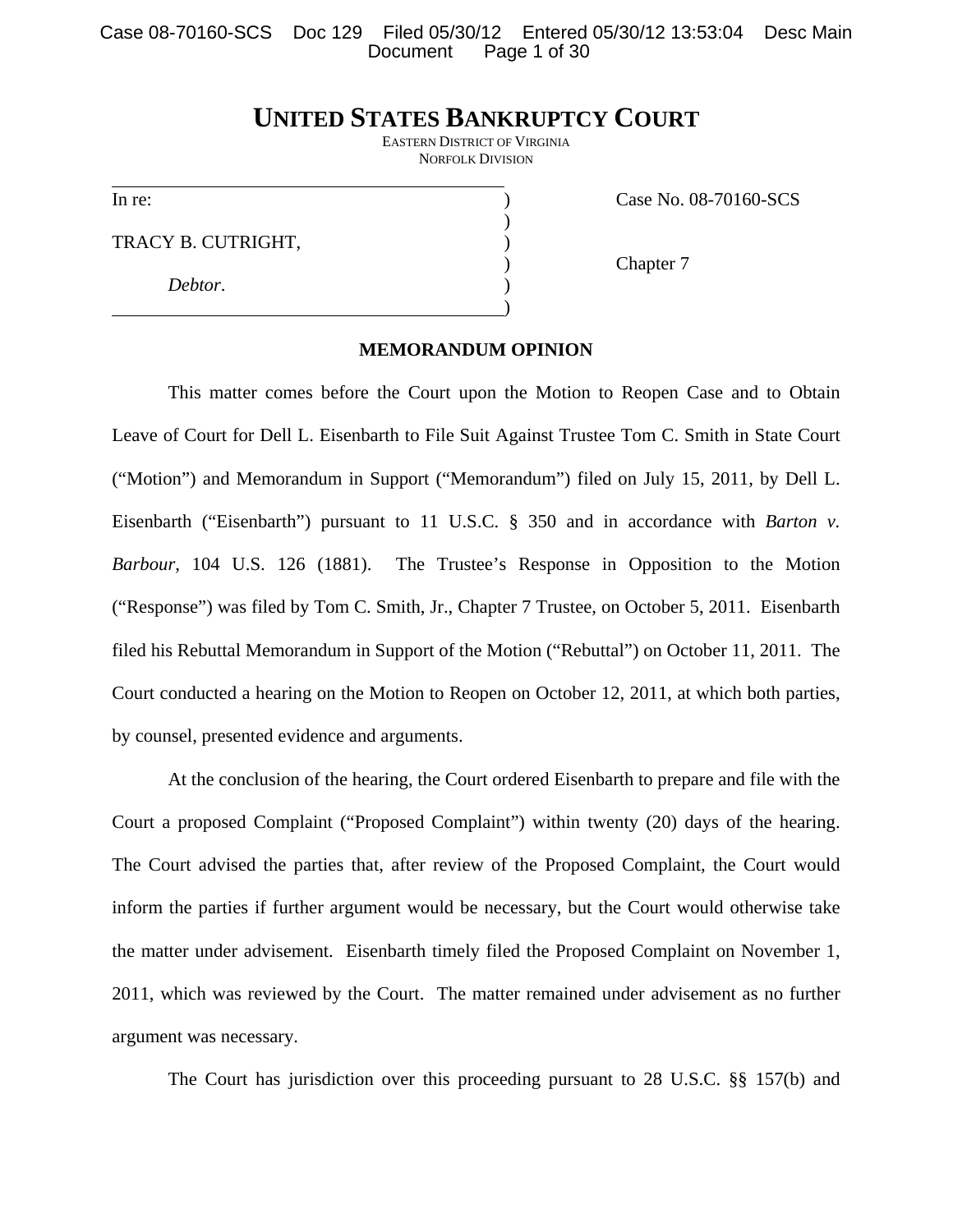# UNITED STATES BANKRUPTCY COURT

EASTERN DISTRICT OF VIRGINIA
NORFOLK DIVISION

| | | |
|---|---|---|
| In re: | ) | Case No. 08-70160-SCS |
| | ) | |
| TRACY B. CUTRIGHT, | ) | |
| | ) | Chapter 7 |
| *Debtor.* | ) | |
| | ) | |

**MEMORANDUM OPINION**

This matter comes before the Court upon the Motion to Reopen Case and to Obtain Leave of Court for Dell L. Eisenbarth to File Suit Against Trustee Tom C. Smith in State Court ("Motion") and Memorandum in Support ("Memorandum") filed on July 15, 2011, by Dell L. Eisenbarth ("Eisenbarth") pursuant to 11 U.S.C. § 350 and in accordance with *Barton v. Barbour*, 104 U.S. 126 (1881). The Trustee's Response in Opposition to the Motion ("Response") was filed by Tom C. Smith, Jr., Chapter 7 Trustee, on October 5, 2011. Eisenbarth filed his Rebuttal Memorandum in Support of the Motion ("Rebuttal") on October 11, 2011. The Court conducted a hearing on the Motion to Reopen on October 12, 2011, at which both parties, by counsel, presented evidence and arguments.

At the conclusion of the hearing, the Court ordered Eisenbarth to prepare and file with the Court a proposed Complaint ("Proposed Complaint") within twenty (20) days of the hearing. The Court advised the parties that, after review of the Proposed Complaint, the Court would inform the parties if further argument would be necessary, but the Court would otherwise take the matter under advisement. Eisenbarth timely filed the Proposed Complaint on November 1, 2011, which was reviewed by the Court. The matter remained under advisement as no further argument was necessary.

The Court has jurisdiction over this proceeding pursuant to 28 U.S.C. §§ 157(b) and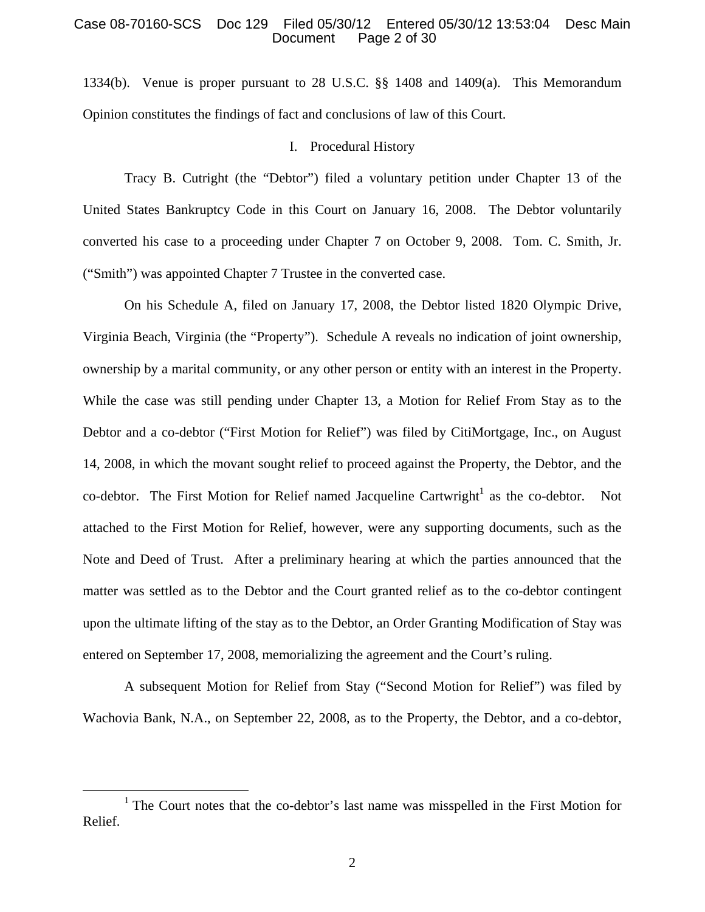1334(b). Venue is proper pursuant to 28 U.S.C. §§ 1408 and 1409(a). This Memorandum Opinion constitutes the findings of fact and conclusions of law of this Court.

## I. Procedural History

Tracy B. Cutright (the "Debtor") filed a voluntary petition under Chapter 13 of the United States Bankruptcy Code in this Court on January 16, 2008. The Debtor voluntarily converted his case to a proceeding under Chapter 7 on October 9, 2008. Tom. C. Smith, Jr. ("Smith") was appointed Chapter 7 Trustee in the converted case.

On his Schedule A, filed on January 17, 2008, the Debtor listed 1820 Olympic Drive, Virginia Beach, Virginia (the "Property"). Schedule A reveals no indication of joint ownership, ownership by a marital community, or any other person or entity with an interest in the Property. While the case was still pending under Chapter 13, a Motion for Relief From Stay as to the Debtor and a co-debtor ("First Motion for Relief") was filed by CitiMortgage, Inc., on August 14, 2008, in which the movant sought relief to proceed against the Property, the Debtor, and the co-debtor. The First Motion for Relief named Jacqueline Cartwright[1] as the co-debtor. Not attached to the First Motion for Relief, however, were any supporting documents, such as the Note and Deed of Trust. After a preliminary hearing at which the parties announced that the matter was settled as to the Debtor and the Court granted relief as to the co-debtor contingent upon the ultimate lifting of the stay as to the Debtor, an Order Granting Modification of Stay was entered on September 17, 2008, memorializing the agreement and the Court's ruling.

A subsequent Motion for Relief from Stay ("Second Motion for Relief") was filed by Wachovia Bank, N.A., on September 22, 2008, as to the Property, the Debtor, and a co-debtor,

[1] The Court notes that the co-debtor's last name was misspelled in the First Motion for Relief.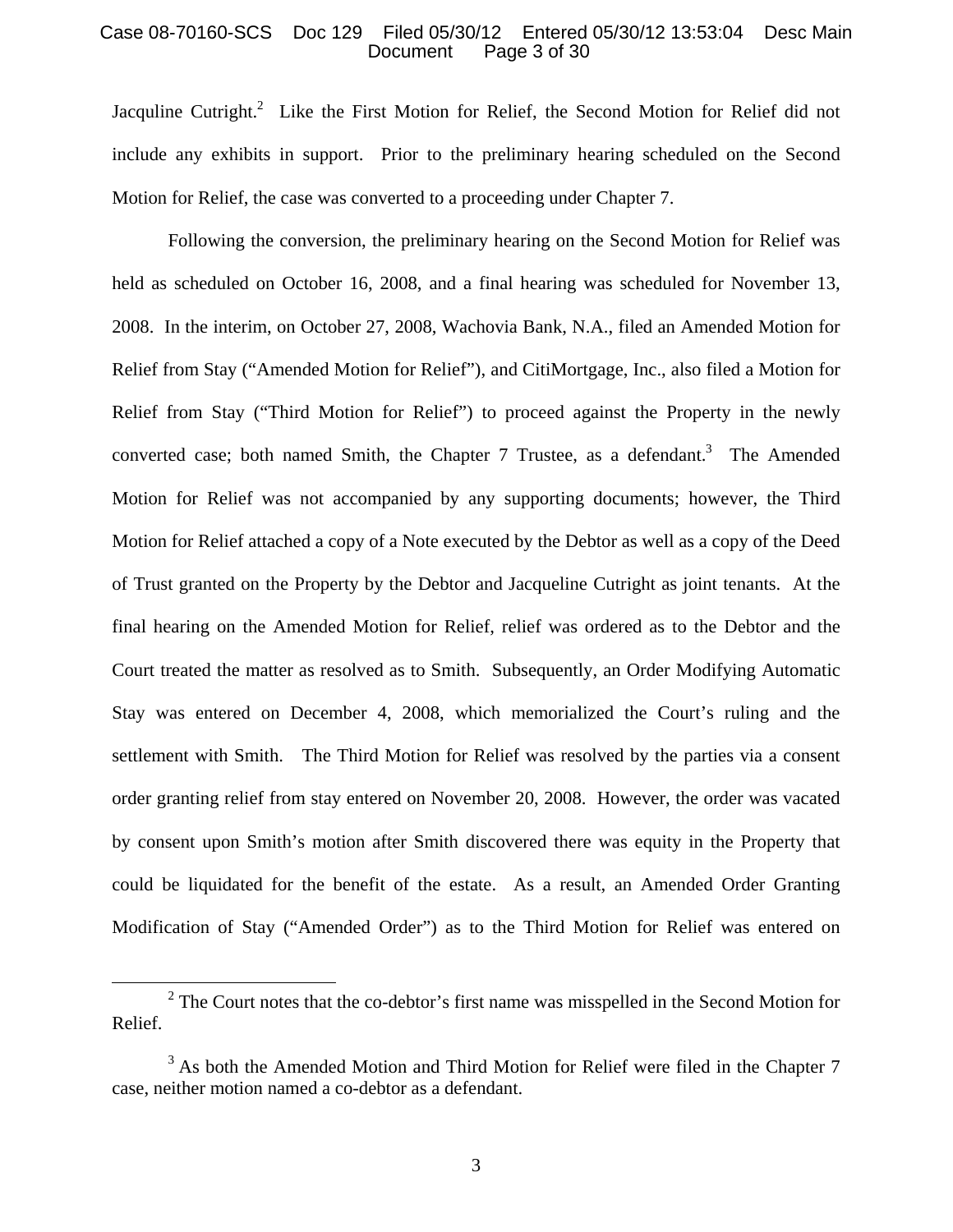Jacquline Cutright.[2] Like the First Motion for Relief, the Second Motion for Relief did not include any exhibits in support. Prior to the preliminary hearing scheduled on the Second Motion for Relief, the case was converted to a proceeding under Chapter 7.

Following the conversion, the preliminary hearing on the Second Motion for Relief was held as scheduled on October 16, 2008, and a final hearing was scheduled for November 13, 2008. In the interim, on October 27, 2008, Wachovia Bank, N.A., filed an Amended Motion for Relief from Stay ("Amended Motion for Relief"), and CitiMortgage, Inc., also filed a Motion for Relief from Stay ("Third Motion for Relief") to proceed against the Property in the newly converted case; both named Smith, the Chapter 7 Trustee, as a defendant.[3] The Amended Motion for Relief was not accompanied by any supporting documents; however, the Third Motion for Relief attached a copy of a Note executed by the Debtor as well as a copy of the Deed of Trust granted on the Property by the Debtor and Jacqueline Cutright as joint tenants. At the final hearing on the Amended Motion for Relief, relief was ordered as to the Debtor and the Court treated the matter as resolved as to Smith. Subsequently, an Order Modifying Automatic Stay was entered on December 4, 2008, which memorialized the Court's ruling and the settlement with Smith. The Third Motion for Relief was resolved by the parties via a consent order granting relief from stay entered on November 20, 2008. However, the order was vacated by consent upon Smith's motion after Smith discovered there was equity in the Property that could be liquidated for the benefit of the estate. As a result, an Amended Order Granting Modification of Stay ("Amended Order") as to the Third Motion for Relief was entered on

[2] The Court notes that the co-debtor's first name was misspelled in the Second Motion for Relief.

[3] As both the Amended Motion and Third Motion for Relief were filed in the Chapter 7 case, neither motion named a co-debtor as a defendant.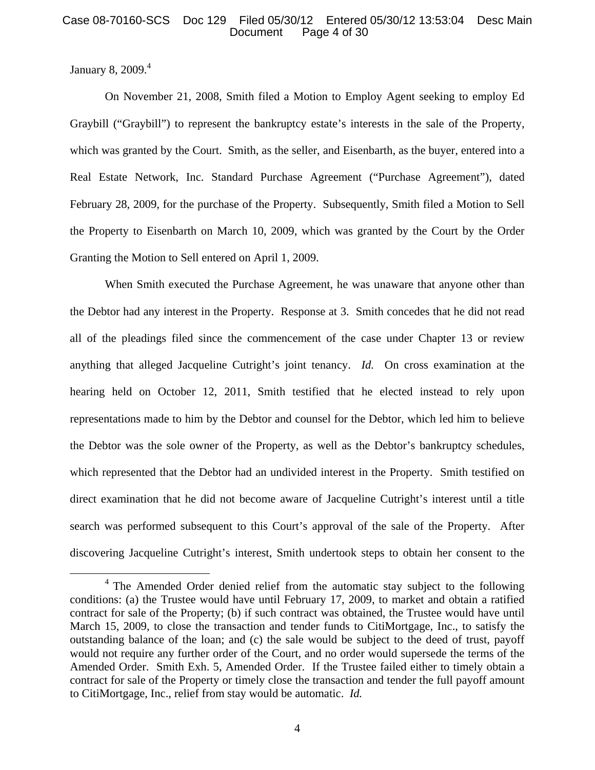January 8, 2009.[4]

On November 21, 2008, Smith filed a Motion to Employ Agent seeking to employ Ed Graybill ("Graybill") to represent the bankruptcy estate's interests in the sale of the Property, which was granted by the Court. Smith, as the seller, and Eisenbarth, as the buyer, entered into a Real Estate Network, Inc. Standard Purchase Agreement ("Purchase Agreement"), dated February 28, 2009, for the purchase of the Property. Subsequently, Smith filed a Motion to Sell the Property to Eisenbarth on March 10, 2009, which was granted by the Court by the Order Granting the Motion to Sell entered on April 1, 2009.

When Smith executed the Purchase Agreement, he was unaware that anyone other than the Debtor had any interest in the Property. Response at 3. Smith concedes that he did not read all of the pleadings filed since the commencement of the case under Chapter 13 or review anything that alleged Jacqueline Cutright's joint tenancy. *Id.* On cross examination at the hearing held on October 12, 2011, Smith testified that he elected instead to rely upon representations made to him by the Debtor and counsel for the Debtor, which led him to believe the Debtor was the sole owner of the Property, as well as the Debtor's bankruptcy schedules, which represented that the Debtor had an undivided interest in the Property. Smith testified on direct examination that he did not become aware of Jacqueline Cutright's interest until a title search was performed subsequent to this Court's approval of the sale of the Property. After discovering Jacqueline Cutright's interest, Smith undertook steps to obtain her consent to the

[4] The Amended Order denied relief from the automatic stay subject to the following conditions: (a) the Trustee would have until February 17, 2009, to market and obtain a ratified contract for sale of the Property; (b) if such contract was obtained, the Trustee would have until March 15, 2009, to close the transaction and tender funds to CitiMortgage, Inc., to satisfy the outstanding balance of the loan; and (c) the sale would be subject to the deed of trust, payoff would not require any further order of the Court, and no order would supersede the terms of the Amended Order. Smith Exh. 5, Amended Order. If the Trustee failed either to timely obtain a contract for sale of the Property or timely close the transaction and tender the full payoff amount to CitiMortgage, Inc., relief from stay would be automatic. *Id.*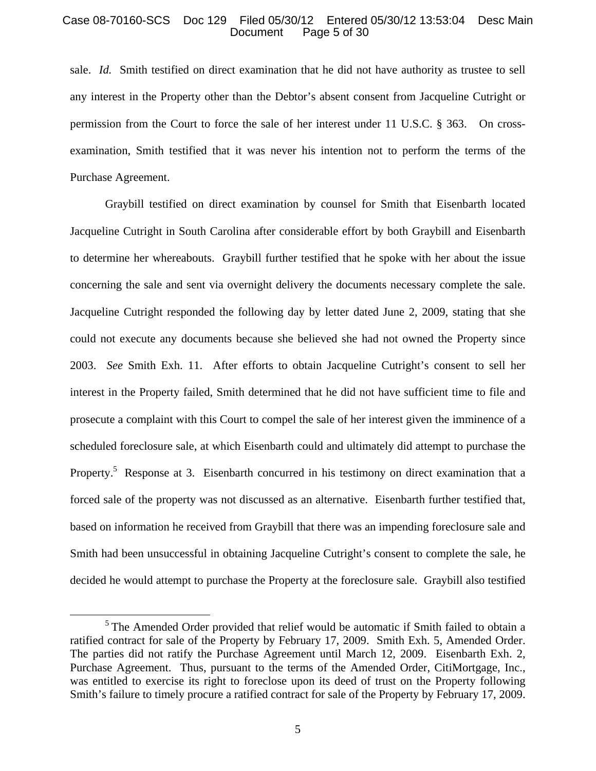sale. *Id.* Smith testified on direct examination that he did not have authority as trustee to sell any interest in the Property other than the Debtor's absent consent from Jacqueline Cutright or permission from the Court to force the sale of her interest under 11 U.S.C. § 363. On cross-examination, Smith testified that it was never his intention not to perform the terms of the Purchase Agreement.

Graybill testified on direct examination by counsel for Smith that Eisenbarth located Jacqueline Cutright in South Carolina after considerable effort by both Graybill and Eisenbarth to determine her whereabouts. Graybill further testified that he spoke with her about the issue concerning the sale and sent via overnight delivery the documents necessary complete the sale. Jacqueline Cutright responded the following day by letter dated June 2, 2009, stating that she could not execute any documents because she believed she had not owned the Property since 2003. *See* Smith Exh. 11. After efforts to obtain Jacqueline Cutright's consent to sell her interest in the Property failed, Smith determined that he did not have sufficient time to file and prosecute a complaint with this Court to compel the sale of her interest given the imminence of a scheduled foreclosure sale, at which Eisenbarth could and ultimately did attempt to purchase the Property.[5] Response at 3. Eisenbarth concurred in his testimony on direct examination that a forced sale of the property was not discussed as an alternative. Eisenbarth further testified that, based on information he received from Graybill that there was an impending foreclosure sale and Smith had been unsuccessful in obtaining Jacqueline Cutright's consent to complete the sale, he decided he would attempt to purchase the Property at the foreclosure sale. Graybill also testified

[5] The Amended Order provided that relief would be automatic if Smith failed to obtain a ratified contract for sale of the Property by February 17, 2009. Smith Exh. 5, Amended Order. The parties did not ratify the Purchase Agreement until March 12, 2009. Eisenbarth Exh. 2, Purchase Agreement. Thus, pursuant to the terms of the Amended Order, CitiMortgage, Inc., was entitled to exercise its right to foreclose upon its deed of trust on the Property following Smith's failure to timely procure a ratified contract for sale of the Property by February 17, 2009.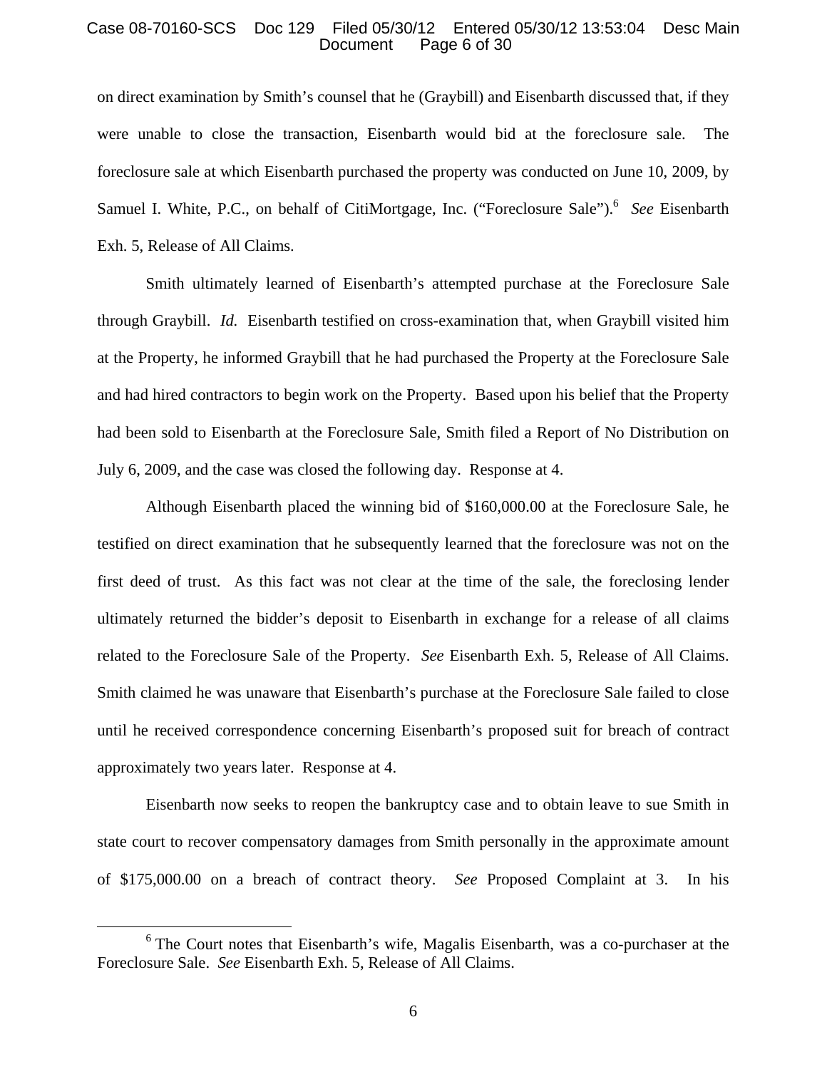on direct examination by Smith's counsel that he (Graybill) and Eisenbarth discussed that, if they were unable to close the transaction, Eisenbarth would bid at the foreclosure sale. The foreclosure sale at which Eisenbarth purchased the property was conducted on June 10, 2009, by Samuel I. White, P.C., on behalf of CitiMortgage, Inc. ("Foreclosure Sale").[6] *See* Eisenbarth Exh. 5, Release of All Claims.

Smith ultimately learned of Eisenbarth's attempted purchase at the Foreclosure Sale through Graybill. *Id.* Eisenbarth testified on cross-examination that, when Graybill visited him at the Property, he informed Graybill that he had purchased the Property at the Foreclosure Sale and had hired contractors to begin work on the Property. Based upon his belief that the Property had been sold to Eisenbarth at the Foreclosure Sale, Smith filed a Report of No Distribution on July 6, 2009, and the case was closed the following day. Response at 4.

Although Eisenbarth placed the winning bid of $160,000.00 at the Foreclosure Sale, he testified on direct examination that he subsequently learned that the foreclosure was not on the first deed of trust. As this fact was not clear at the time of the sale, the foreclosing lender ultimately returned the bidder's deposit to Eisenbarth in exchange for a release of all claims related to the Foreclosure Sale of the Property. *See* Eisenbarth Exh. 5, Release of All Claims. Smith claimed he was unaware that Eisenbarth's purchase at the Foreclosure Sale failed to close until he received correspondence concerning Eisenbarth's proposed suit for breach of contract approximately two years later. Response at 4.

Eisenbarth now seeks to reopen the bankruptcy case and to obtain leave to sue Smith in state court to recover compensatory damages from Smith personally in the approximate amount of $175,000.00 on a breach of contract theory. *See* Proposed Complaint at 3. In his

---

[6] The Court notes that Eisenbarth's wife, Magalis Eisenbarth, was a co-purchaser at the Foreclosure Sale. *See* Eisenbarth Exh. 5, Release of All Claims.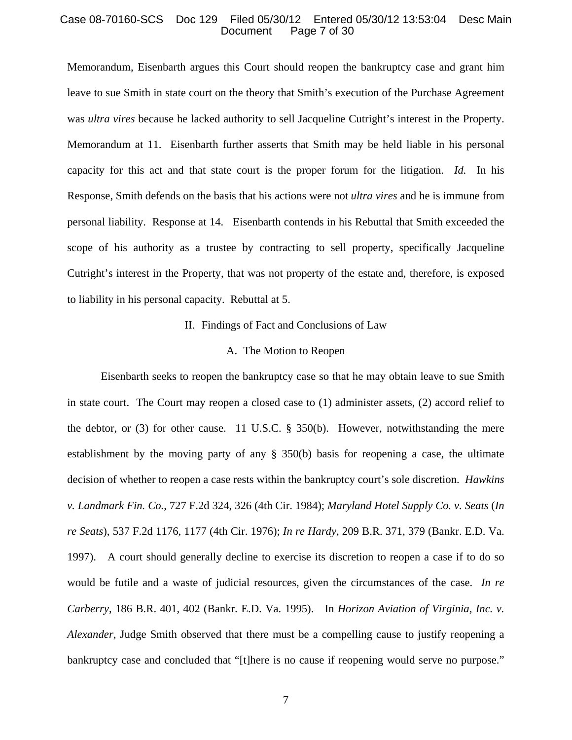Memorandum, Eisenbarth argues this Court should reopen the bankruptcy case and grant him leave to sue Smith in state court on the theory that Smith's execution of the Purchase Agreement was *ultra vires* because he lacked authority to sell Jacqueline Cutright's interest in the Property. Memorandum at 11. Eisenbarth further asserts that Smith may be held liable in his personal capacity for this act and that state court is the proper forum for the litigation. *Id.* In his Response, Smith defends on the basis that his actions were not *ultra vires* and he is immune from personal liability. Response at 14. Eisenbarth contends in his Rebuttal that Smith exceeded the scope of his authority as a trustee by contracting to sell property, specifically Jacqueline Cutright's interest in the Property, that was not property of the estate and, therefore, is exposed to liability in his personal capacity. Rebuttal at 5.

## II. Findings of Fact and Conclusions of Law

### A. The Motion to Reopen

Eisenbarth seeks to reopen the bankruptcy case so that he may obtain leave to sue Smith in state court. The Court may reopen a closed case to (1) administer assets, (2) accord relief to the debtor, or (3) for other cause. 11 U.S.C. § 350(b). However, notwithstanding the mere establishment by the moving party of any § 350(b) basis for reopening a case, the ultimate decision of whether to reopen a case rests within the bankruptcy court's sole discretion. *Hawkins v. Landmark Fin. Co.*, 727 F.2d 324, 326 (4th Cir. 1984); *Maryland Hotel Supply Co. v. Seats* (*In re Seats*), 537 F.2d 1176, 1177 (4th Cir. 1976); *In re Hardy*, 209 B.R. 371, 379 (Bankr. E.D. Va. 1997). A court should generally decline to exercise its discretion to reopen a case if to do so would be futile and a waste of judicial resources, given the circumstances of the case. *In re Carberry*, 186 B.R. 401, 402 (Bankr. E.D. Va. 1995). In *Horizon Aviation of Virginia, Inc. v. Alexander*, Judge Smith observed that there must be a compelling cause to justify reopening a bankruptcy case and concluded that "[t]here is no cause if reopening would serve no purpose."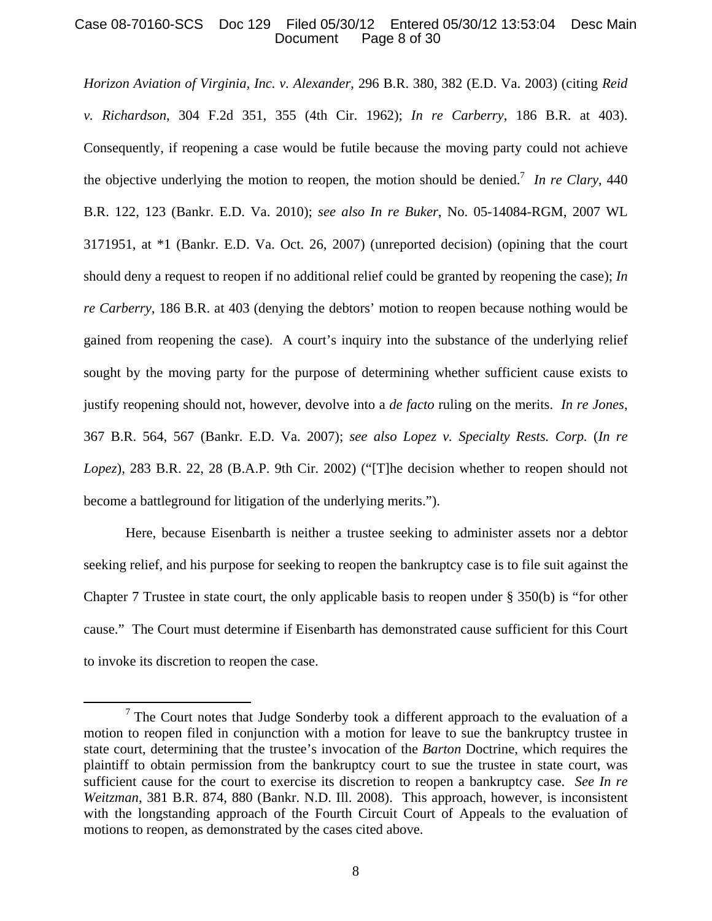*Horizon Aviation of Virginia, Inc. v. Alexander*, 296 B.R. 380, 382 (E.D. Va. 2003) (citing *Reid v. Richardson*, 304 F.2d 351, 355 (4th Cir. 1962); *In re Carberry*, 186 B.R. at 403). Consequently, if reopening a case would be futile because the moving party could not achieve the objective underlying the motion to reopen, the motion should be denied.[7] *In re Clary*, 440 B.R. 122, 123 (Bankr. E.D. Va. 2010); *see also In re Buker*, No. 05-14084-RGM, 2007 WL 3171951, at *1 (Bankr. E.D. Va. Oct. 26, 2007) (unreported decision) (opining that the court should deny a request to reopen if no additional relief could be granted by reopening the case); *In re Carberry*, 186 B.R. at 403 (denying the debtors' motion to reopen because nothing would be gained from reopening the case). A court's inquiry into the substance of the underlying relief sought by the moving party for the purpose of determining whether sufficient cause exists to justify reopening should not, however, devolve into a *de facto* ruling on the merits. *In re Jones*, 367 B.R. 564, 567 (Bankr. E.D. Va. 2007); *see also Lopez v. Specialty Rests. Corp.* (*In re Lopez*), 283 B.R. 22, 28 (B.A.P. 9th Cir. 2002) ("[T]he decision whether to reopen should not become a battleground for litigation of the underlying merits.").

Here, because Eisenbarth is neither a trustee seeking to administer assets nor a debtor seeking relief, and his purpose for seeking to reopen the bankruptcy case is to file suit against the Chapter 7 Trustee in state court, the only applicable basis to reopen under § 350(b) is "for other cause." The Court must determine if Eisenbarth has demonstrated cause sufficient for this Court to invoke its discretion to reopen the case.

---

[7] The Court notes that Judge Sonderby took a different approach to the evaluation of a motion to reopen filed in conjunction with a motion for leave to sue the bankruptcy trustee in state court, determining that the trustee's invocation of the *Barton* Doctrine, which requires the plaintiff to obtain permission from the bankruptcy court to sue the trustee in state court, was sufficient cause for the court to exercise its discretion to reopen a bankruptcy case. *See In re Weitzman*, 381 B.R. 874, 880 (Bankr. N.D. Ill. 2008). This approach, however, is inconsistent with the longstanding approach of the Fourth Circuit Court of Appeals to the evaluation of motions to reopen, as demonstrated by the cases cited above.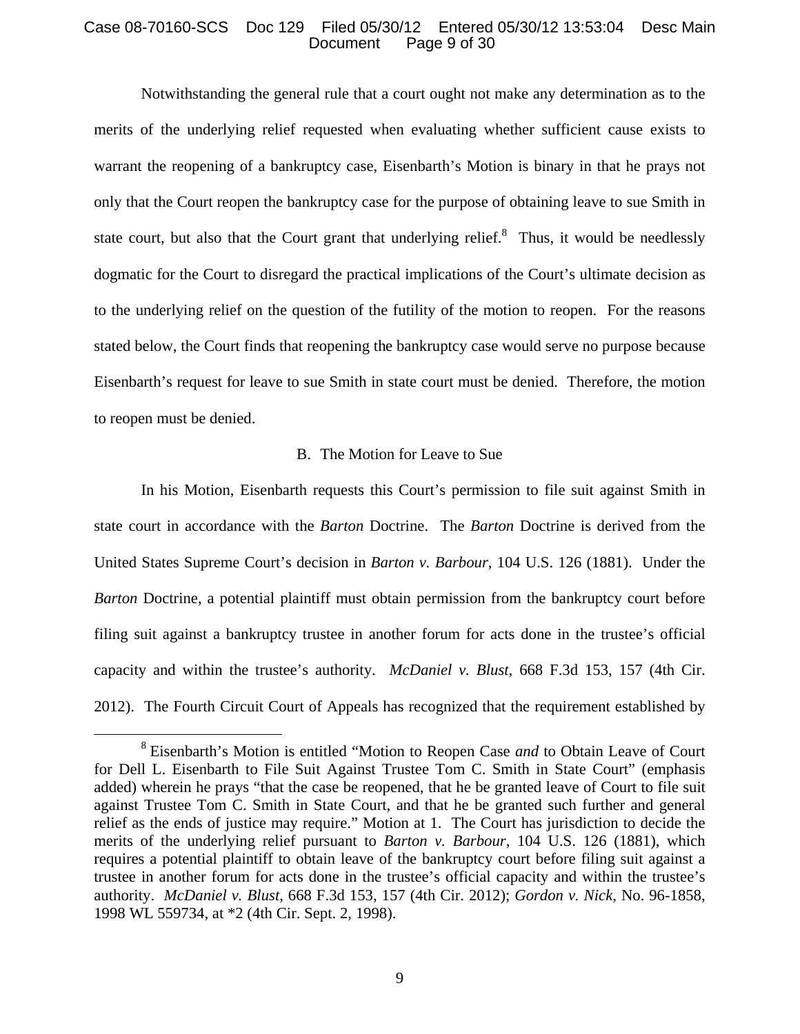Notwithstanding the general rule that a court ought not make any determination as to the merits of the underlying relief requested when evaluating whether sufficient cause exists to warrant the reopening of a bankruptcy case, Eisenbarth's Motion is binary in that he prays not only that the Court reopen the bankruptcy case for the purpose of obtaining leave to sue Smith in state court, but also that the Court grant that underlying relief.[8] Thus, it would be needlessly dogmatic for the Court to disregard the practical implications of the Court's ultimate decision as to the underlying relief on the question of the futility of the motion to reopen. For the reasons stated below, the Court finds that reopening the bankruptcy case would serve no purpose because Eisenbarth's request for leave to sue Smith in state court must be denied. Therefore, the motion to reopen must be denied.

### B. The Motion for Leave to Sue

In his Motion, Eisenbarth requests this Court's permission to file suit against Smith in state court in accordance with the *Barton* Doctrine. The *Barton* Doctrine is derived from the United States Supreme Court's decision in *Barton v. Barbour*, 104 U.S. 126 (1881). Under the *Barton* Doctrine, a potential plaintiff must obtain permission from the bankruptcy court before filing suit against a bankruptcy trustee in another forum for acts done in the trustee's official capacity and within the trustee's authority. *McDaniel v. Blust*, 668 F.3d 153, 157 (4th Cir. 2012). The Fourth Circuit Court of Appeals has recognized that the requirement established by

---

[8] Eisenbarth's Motion is entitled "Motion to Reopen Case *and* to Obtain Leave of Court for Dell L. Eisenbarth to File Suit Against Trustee Tom C. Smith in State Court" (emphasis added) wherein he prays "that the case be reopened, that he be granted leave of Court to file suit against Trustee Tom C. Smith in State Court, and that he be granted such further and general relief as the ends of justice may require." Motion at 1. The Court has jurisdiction to decide the merits of the underlying relief pursuant to *Barton v. Barbour*, 104 U.S. 126 (1881), which requires a potential plaintiff to obtain leave of the bankruptcy court before filing suit against a trustee in another forum for acts done in the trustee's official capacity and within the trustee's authority. *McDaniel v. Blust*, 668 F.3d 153, 157 (4th Cir. 2012); *Gordon v. Nick*, No. 96-1858, 1998 WL 559734, at *2 (4th Cir. Sept. 2, 1998).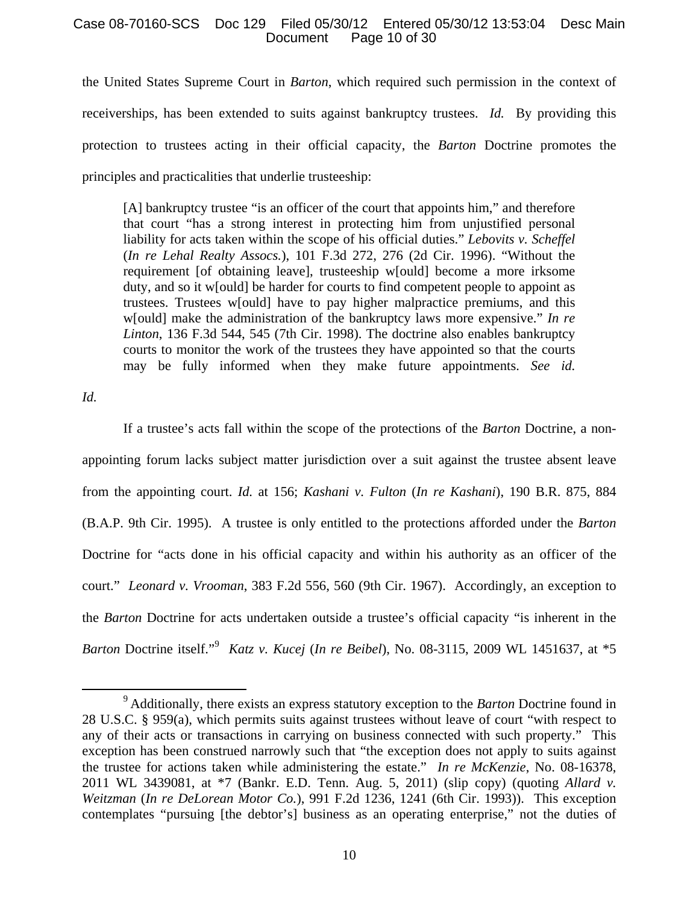the United States Supreme Court in *Barton*, which required such permission in the context of receiverships, has been extended to suits against bankruptcy trustees. *Id.* By providing this protection to trustees acting in their official capacity, the *Barton* Doctrine promotes the principles and practicalities that underlie trusteeship:

> [A] bankruptcy trustee "is an officer of the court that appoints him," and therefore that court "has a strong interest in protecting him from unjustified personal liability for acts taken within the scope of his official duties." *Lebovits v. Scheffel* (*In re Lehal Realty Assocs.*), 101 F.3d 272, 276 (2d Cir. 1996). "Without the requirement [of obtaining leave], trusteeship w[ould] become a more irksome duty, and so it w[ould] be harder for courts to find competent people to appoint as trustees. Trustees w[ould] have to pay higher malpractice premiums, and this w[ould] make the administration of the bankruptcy laws more expensive." *In re Linton*, 136 F.3d 544, 545 (7th Cir. 1998). The doctrine also enables bankruptcy courts to monitor the work of the trustees they have appointed so that the courts may be fully informed when they make future appointments. *See id.*

*Id.*

If a trustee's acts fall within the scope of the protections of the *Barton* Doctrine, a non-appointing forum lacks subject matter jurisdiction over a suit against the trustee absent leave from the appointing court. *Id.* at 156; *Kashani v. Fulton* (*In re Kashani*), 190 B.R. 875, 884 (B.A.P. 9th Cir. 1995). A trustee is only entitled to the protections afforded under the *Barton* Doctrine for "acts done in his official capacity and within his authority as an officer of the court." *Leonard v. Vrooman*, 383 F.2d 556, 560 (9th Cir. 1967). Accordingly, an exception to the *Barton* Doctrine for acts undertaken outside a trustee's official capacity "is inherent in the *Barton* Doctrine itself."[9] *Katz v. Kucej* (*In re Beibel*), No. 08-3115, 2009 WL 1451637, at *5

[9] Additionally, there exists an express statutory exception to the *Barton* Doctrine found in 28 U.S.C. § 959(a), which permits suits against trustees without leave of court "with respect to any of their acts or transactions in carrying on business connected with such property." This exception has been construed narrowly such that "the exception does not apply to suits against the trustee for actions taken while administering the estate." *In re McKenzie*, No. 08-16378, 2011 WL 3439081, at *7 (Bankr. E.D. Tenn. Aug. 5, 2011) (slip copy) (quoting *Allard v. Weitzman* (*In re DeLorean Motor Co.*), 991 F.2d 1236, 1241 (6th Cir. 1993)). This exception contemplates "pursuing [the debtor's] business as an operating enterprise," not the duties of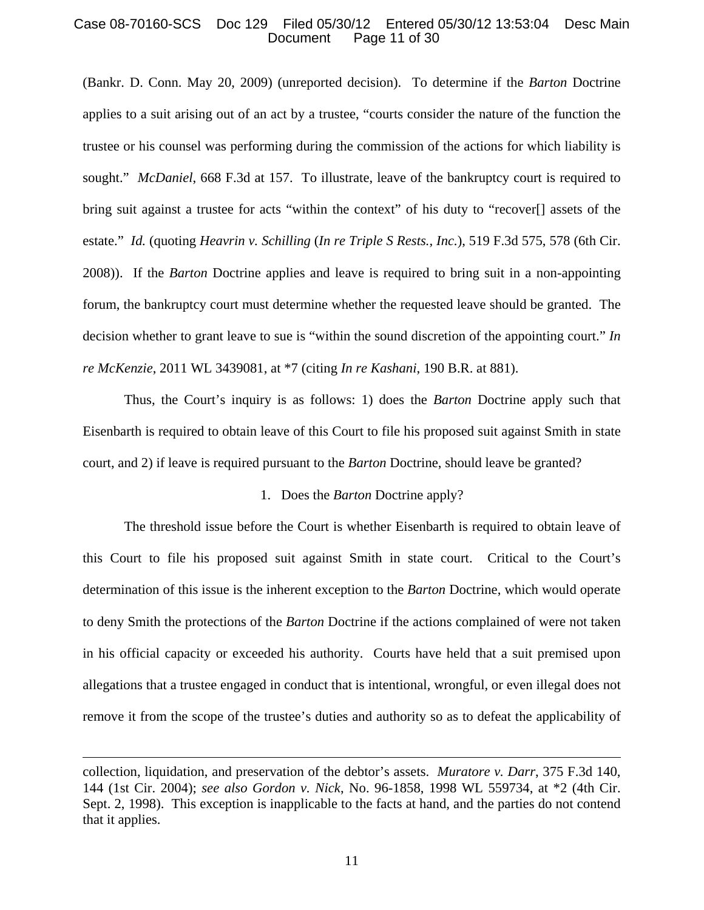(Bankr. D. Conn. May 20, 2009) (unreported decision). To determine if the *Barton* Doctrine applies to a suit arising out of an act by a trustee, "courts consider the nature of the function the trustee or his counsel was performing during the commission of the actions for which liability is sought." *McDaniel*, 668 F.3d at 157. To illustrate, leave of the bankruptcy court is required to bring suit against a trustee for acts "within the context" of his duty to "recover[] assets of the estate." *Id.* (quoting *Heavrin v. Schilling* (*In re Triple S Rests., Inc.*), 519 F.3d 575, 578 (6th Cir. 2008)). If the *Barton* Doctrine applies and leave is required to bring suit in a non-appointing forum, the bankruptcy court must determine whether the requested leave should be granted. The decision whether to grant leave to sue is "within the sound discretion of the appointing court." *In re McKenzie*, 2011 WL 3439081, at *7 (citing *In re Kashani*, 190 B.R. at 881).

Thus, the Court's inquiry is as follows: 1) does the *Barton* Doctrine apply such that Eisenbarth is required to obtain leave of this Court to file his proposed suit against Smith in state court, and 2) if leave is required pursuant to the *Barton* Doctrine, should leave be granted?

1. Does the *Barton* Doctrine apply?

The threshold issue before the Court is whether Eisenbarth is required to obtain leave of this Court to file his proposed suit against Smith in state court. Critical to the Court's determination of this issue is the inherent exception to the *Barton* Doctrine, which would operate to deny Smith the protections of the *Barton* Doctrine if the actions complained of were not taken in his official capacity or exceeded his authority. Courts have held that a suit premised upon allegations that a trustee engaged in conduct that is intentional, wrongful, or even illegal does not remove it from the scope of the trustee's duties and authority so as to defeat the applicability of

---

collection, liquidation, and preservation of the debtor's assets. *Muratore v. Darr*, 375 F.3d 140, 144 (1st Cir. 2004); *see also Gordon v. Nick*, No. 96-1858, 1998 WL 559734, at *2 (4th Cir. Sept. 2, 1998). This exception is inapplicable to the facts at hand, and the parties do not contend that it applies.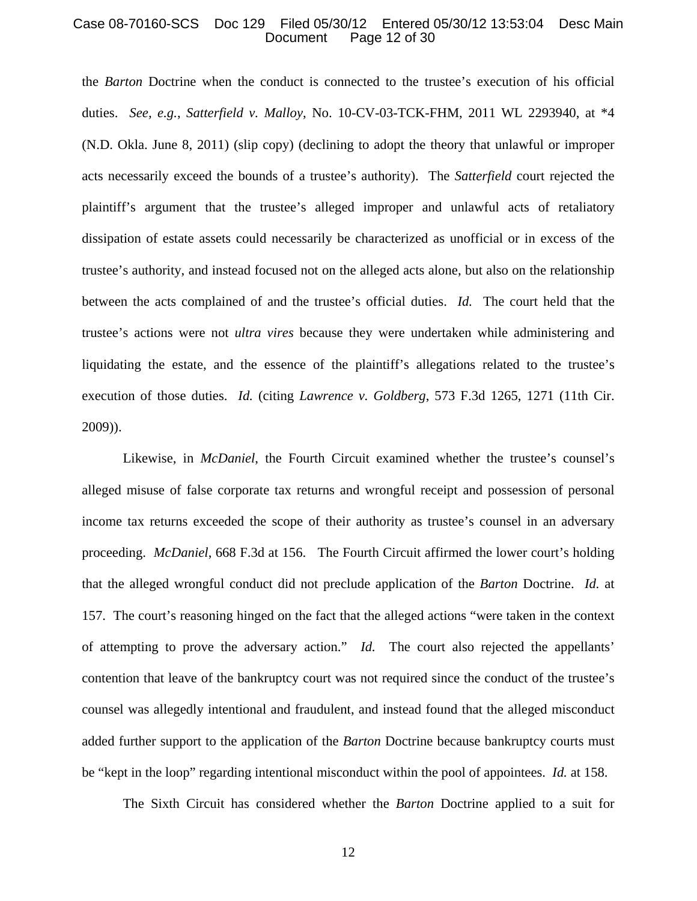the *Barton* Doctrine when the conduct is connected to the trustee's execution of his official duties. *See, e.g.*, *Satterfield v. Malloy*, No. 10-CV-03-TCK-FHM, 2011 WL 2293940, at *4 (N.D. Okla. June 8, 2011) (slip copy) (declining to adopt the theory that unlawful or improper acts necessarily exceed the bounds of a trustee's authority). The *Satterfield* court rejected the plaintiff's argument that the trustee's alleged improper and unlawful acts of retaliatory dissipation of estate assets could necessarily be characterized as unofficial or in excess of the trustee's authority, and instead focused not on the alleged acts alone, but also on the relationship between the acts complained of and the trustee's official duties. *Id.* The court held that the trustee's actions were not *ultra vires* because they were undertaken while administering and liquidating the estate, and the essence of the plaintiff's allegations related to the trustee's execution of those duties. *Id.* (citing *Lawrence v. Goldberg*, 573 F.3d 1265, 1271 (11th Cir. 2009)).

Likewise, in *McDaniel*, the Fourth Circuit examined whether the trustee's counsel's alleged misuse of false corporate tax returns and wrongful receipt and possession of personal income tax returns exceeded the scope of their authority as trustee's counsel in an adversary proceeding. *McDaniel*, 668 F.3d at 156. The Fourth Circuit affirmed the lower court's holding that the alleged wrongful conduct did not preclude application of the *Barton* Doctrine. *Id.* at 157. The court's reasoning hinged on the fact that the alleged actions "were taken in the context of attempting to prove the adversary action." *Id.* The court also rejected the appellants' contention that leave of the bankruptcy court was not required since the conduct of the trustee's counsel was allegedly intentional and fraudulent, and instead found that the alleged misconduct added further support to the application of the *Barton* Doctrine because bankruptcy courts must be "kept in the loop" regarding intentional misconduct within the pool of appointees. *Id.* at 158.

The Sixth Circuit has considered whether the *Barton* Doctrine applied to a suit for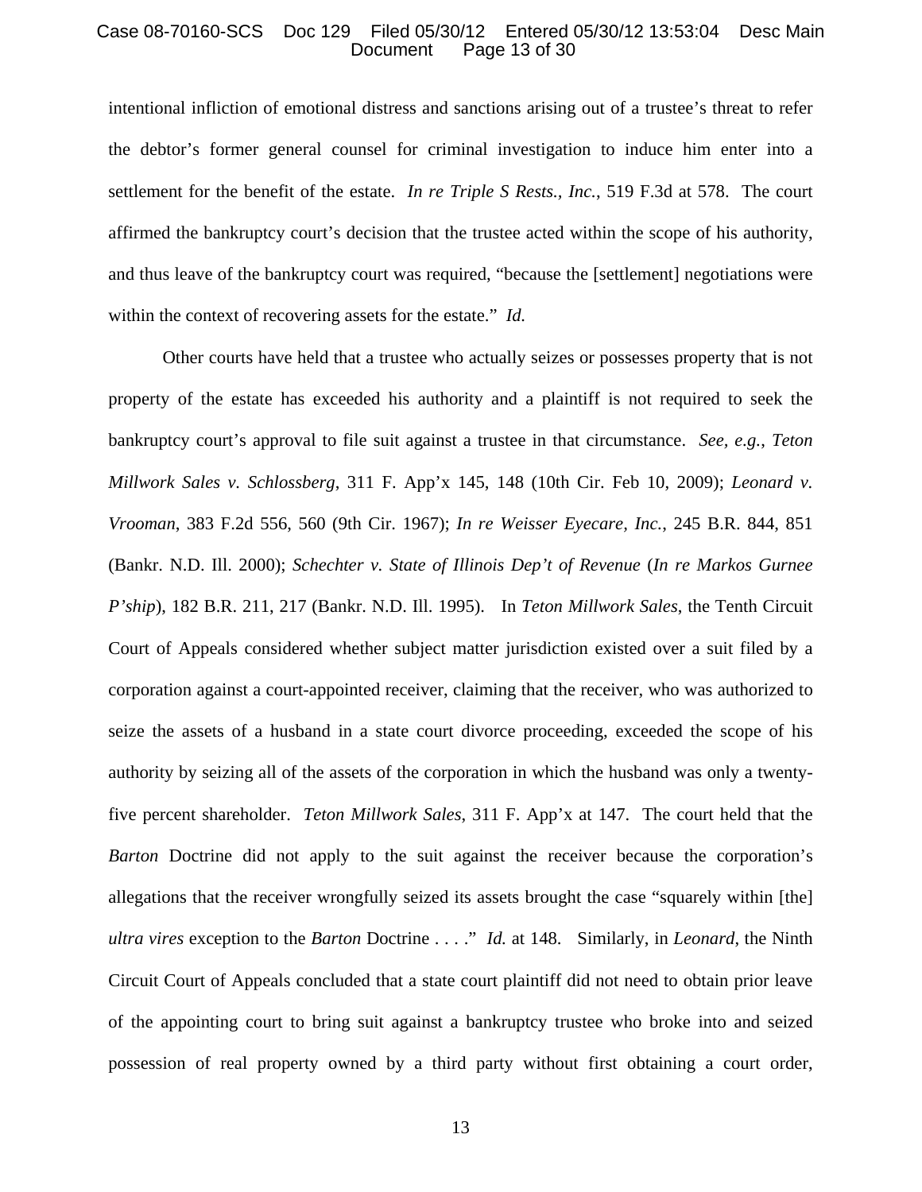intentional infliction of emotional distress and sanctions arising out of a trustee's threat to refer the debtor's former general counsel for criminal investigation to induce him enter into a settlement for the benefit of the estate. *In re Triple S Rests., Inc.*, 519 F.3d at 578. The court affirmed the bankruptcy court's decision that the trustee acted within the scope of his authority, and thus leave of the bankruptcy court was required, "because the [settlement] negotiations were within the context of recovering assets for the estate." *Id.*

Other courts have held that a trustee who actually seizes or possesses property that is not property of the estate has exceeded his authority and a plaintiff is not required to seek the bankruptcy court's approval to file suit against a trustee in that circumstance. *See, e.g.*, *Teton Millwork Sales v. Schlossberg*, 311 F. App'x 145, 148 (10th Cir. Feb 10, 2009); *Leonard v. Vrooman*, 383 F.2d 556, 560 (9th Cir. 1967); *In re Weisser Eyecare, Inc.*, 245 B.R. 844, 851 (Bankr. N.D. Ill. 2000); *Schechter v. State of Illinois Dep't of Revenue* (*In re Markos Gurnee P'ship*), 182 B.R. 211, 217 (Bankr. N.D. Ill. 1995). In *Teton Millwork Sales*, the Tenth Circuit Court of Appeals considered whether subject matter jurisdiction existed over a suit filed by a corporation against a court-appointed receiver, claiming that the receiver, who was authorized to seize the assets of a husband in a state court divorce proceeding, exceeded the scope of his authority by seizing all of the assets of the corporation in which the husband was only a twenty-five percent shareholder. *Teton Millwork Sales*, 311 F. App'x at 147. The court held that the *Barton* Doctrine did not apply to the suit against the receiver because the corporation's allegations that the receiver wrongfully seized its assets brought the case "squarely within [the] *ultra vires* exception to the *Barton* Doctrine . . . ." *Id.* at 148. Similarly, in *Leonard*, the Ninth Circuit Court of Appeals concluded that a state court plaintiff did not need to obtain prior leave of the appointing court to bring suit against a bankruptcy trustee who broke into and seized possession of real property owned by a third party without first obtaining a court order,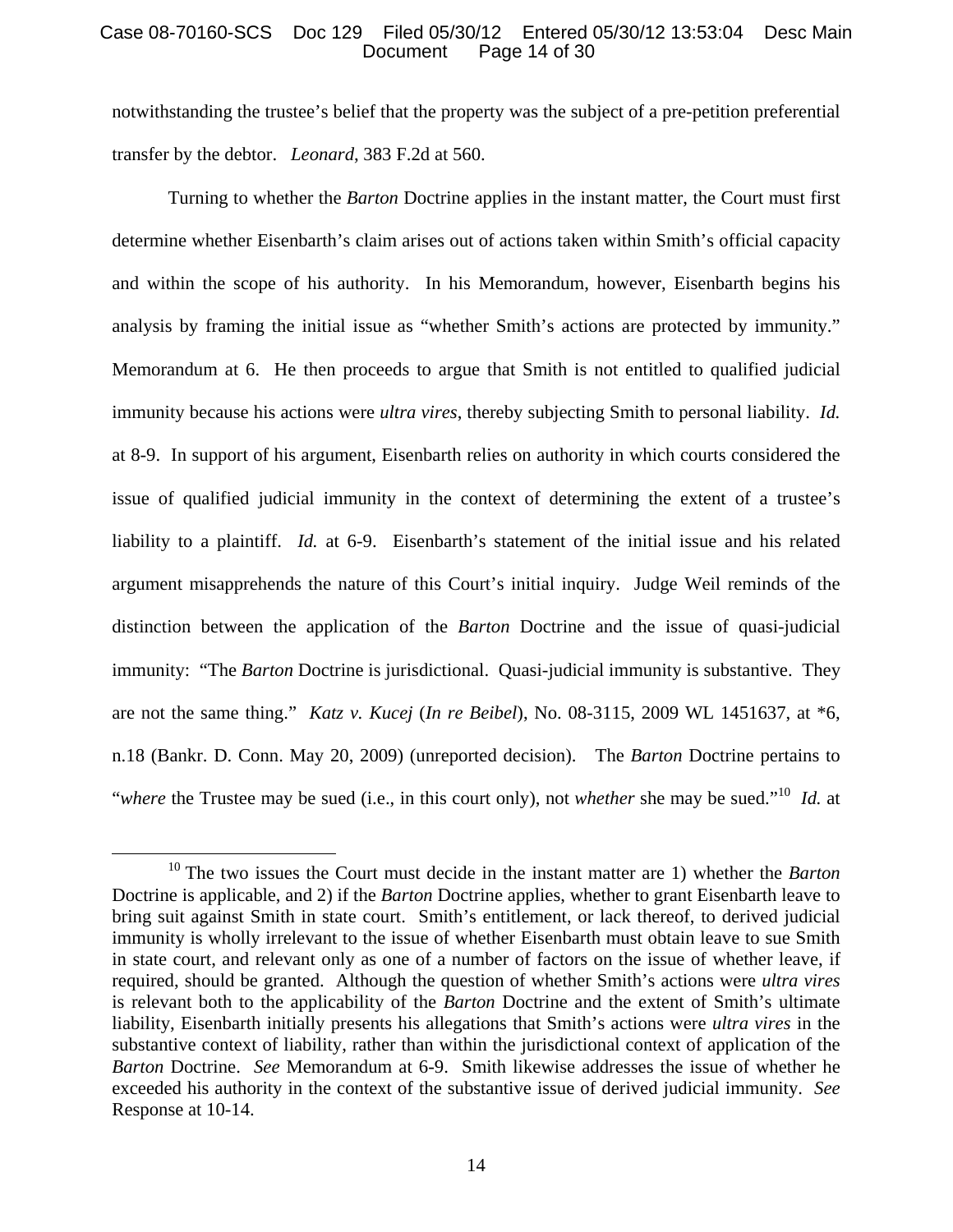notwithstanding the trustee's belief that the property was the subject of a pre-petition preferential transfer by the debtor. *Leonard*, 383 F.2d at 560.

Turning to whether the *Barton* Doctrine applies in the instant matter, the Court must first determine whether Eisenbarth's claim arises out of actions taken within Smith's official capacity and within the scope of his authority. In his Memorandum, however, Eisenbarth begins his analysis by framing the initial issue as "whether Smith's actions are protected by immunity." Memorandum at 6. He then proceeds to argue that Smith is not entitled to qualified judicial immunity because his actions were *ultra vires*, thereby subjecting Smith to personal liability. *Id.* at 8-9. In support of his argument, Eisenbarth relies on authority in which courts considered the issue of qualified judicial immunity in the context of determining the extent of a trustee's liability to a plaintiff. *Id.* at 6-9. Eisenbarth's statement of the initial issue and his related argument misapprehends the nature of this Court's initial inquiry. Judge Weil reminds of the distinction between the application of the *Barton* Doctrine and the issue of quasi-judicial immunity: "The *Barton* Doctrine is jurisdictional. Quasi-judicial immunity is substantive. They are not the same thing." *Katz v. Kucej* (*In re Beibel*), No. 08-3115, 2009 WL 1451637, at *6, n.18 (Bankr. D. Conn. May 20, 2009) (unreported decision). The *Barton* Doctrine pertains to "*where* the Trustee may be sued (i.e., in this court only), not *whether* she may be sued."[10] *Id.* at

[10] The two issues the Court must decide in the instant matter are 1) whether the *Barton* Doctrine is applicable, and 2) if the *Barton* Doctrine applies, whether to grant Eisenbarth leave to bring suit against Smith in state court. Smith's entitlement, or lack thereof, to derived judicial immunity is wholly irrelevant to the issue of whether Eisenbarth must obtain leave to sue Smith in state court, and relevant only as one of a number of factors on the issue of whether leave, if required, should be granted. Although the question of whether Smith's actions were *ultra vires* is relevant both to the applicability of the *Barton* Doctrine and the extent of Smith's ultimate liability, Eisenbarth initially presents his allegations that Smith's actions were *ultra vires* in the substantive context of liability, rather than within the jurisdictional context of application of the *Barton* Doctrine. *See* Memorandum at 6-9. Smith likewise addresses the issue of whether he exceeded his authority in the context of the substantive issue of derived judicial immunity. *See* Response at 10-14.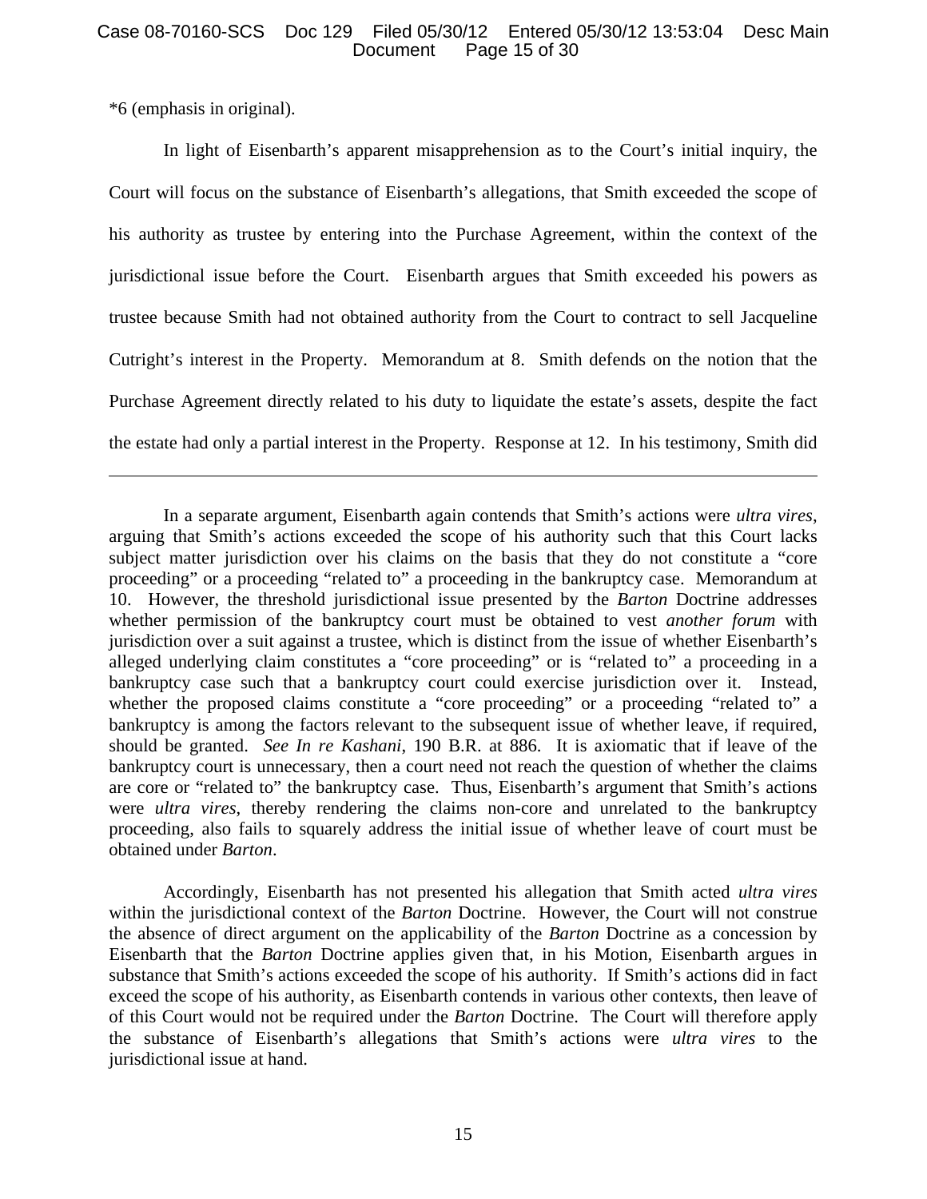*6 (emphasis in original).

In light of Eisenbarth's apparent misapprehension as to the Court's initial inquiry, the Court will focus on the substance of Eisenbarth's allegations, that Smith exceeded the scope of his authority as trustee by entering into the Purchase Agreement, within the context of the jurisdictional issue before the Court. Eisenbarth argues that Smith exceeded his powers as trustee because Smith had not obtained authority from the Court to contract to sell Jacqueline Cutright's interest in the Property. Memorandum at 8. Smith defends on the notion that the Purchase Agreement directly related to his duty to liquidate the estate's assets, despite the fact the estate had only a partial interest in the Property. Response at 12. In his testimony, Smith did

---

In a separate argument, Eisenbarth again contends that Smith's actions were *ultra vires*, arguing that Smith's actions exceeded the scope of his authority such that this Court lacks subject matter jurisdiction over his claims on the basis that they do not constitute a "core proceeding" or a proceeding "related to" a proceeding in the bankruptcy case. Memorandum at 10. However, the threshold jurisdictional issue presented by the *Barton* Doctrine addresses whether permission of the bankruptcy court must be obtained to vest *another forum* with jurisdiction over a suit against a trustee, which is distinct from the issue of whether Eisenbarth's alleged underlying claim constitutes a "core proceeding" or is "related to" a proceeding in a bankruptcy case such that a bankruptcy court could exercise jurisdiction over it. Instead, whether the proposed claims constitute a "core proceeding" or a proceeding "related to" a bankruptcy is among the factors relevant to the subsequent issue of whether leave, if required, should be granted. *See In re Kashani*, 190 B.R. at 886. It is axiomatic that if leave of the bankruptcy court is unnecessary, then a court need not reach the question of whether the claims are core or "related to" the bankruptcy case. Thus, Eisenbarth's argument that Smith's actions were *ultra vires*, thereby rendering the claims non-core and unrelated to the bankruptcy proceeding, also fails to squarely address the initial issue of whether leave of court must be obtained under *Barton*.

Accordingly, Eisenbarth has not presented his allegation that Smith acted *ultra vires* within the jurisdictional context of the *Barton* Doctrine. However, the Court will not construe the absence of direct argument on the applicability of the *Barton* Doctrine as a concession by Eisenbarth that the *Barton* Doctrine applies given that, in his Motion, Eisenbarth argues in substance that Smith's actions exceeded the scope of his authority. If Smith's actions did in fact exceed the scope of his authority, as Eisenbarth contends in various other contexts, then leave of of this Court would not be required under the *Barton* Doctrine. The Court will therefore apply the substance of Eisenbarth's allegations that Smith's actions were *ultra vires* to the jurisdictional issue at hand.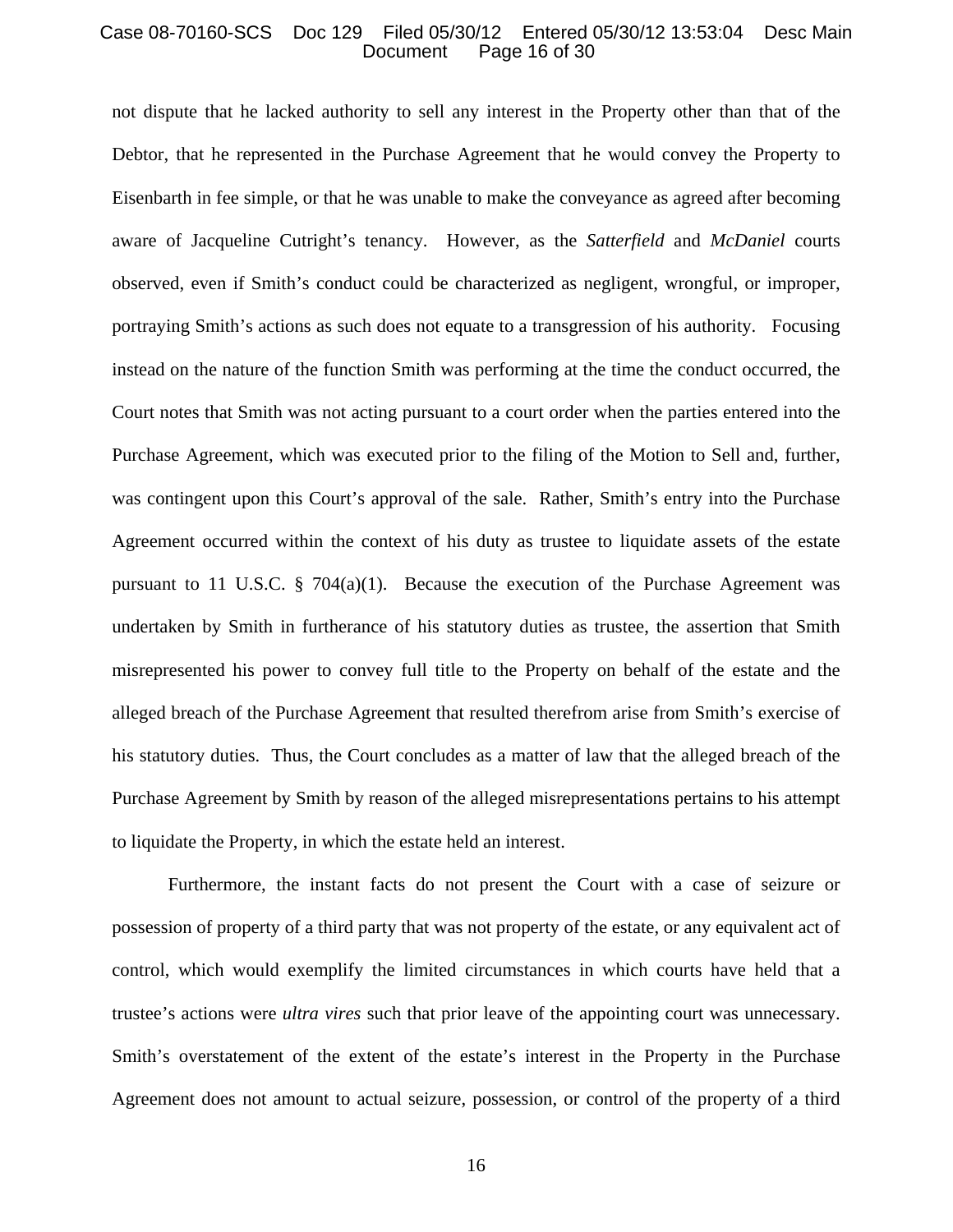not dispute that he lacked authority to sell any interest in the Property other than that of the Debtor, that he represented in the Purchase Agreement that he would convey the Property to Eisenbarth in fee simple, or that he was unable to make the conveyance as agreed after becoming aware of Jacqueline Cutright's tenancy. However, as the *Satterfield* and *McDaniel* courts observed, even if Smith's conduct could be characterized as negligent, wrongful, or improper, portraying Smith's actions as such does not equate to a transgression of his authority. Focusing instead on the nature of the function Smith was performing at the time the conduct occurred, the Court notes that Smith was not acting pursuant to a court order when the parties entered into the Purchase Agreement, which was executed prior to the filing of the Motion to Sell and, further, was contingent upon this Court's approval of the sale. Rather, Smith's entry into the Purchase Agreement occurred within the context of his duty as trustee to liquidate assets of the estate pursuant to 11 U.S.C. § 704(a)(1). Because the execution of the Purchase Agreement was undertaken by Smith in furtherance of his statutory duties as trustee, the assertion that Smith misrepresented his power to convey full title to the Property on behalf of the estate and the alleged breach of the Purchase Agreement that resulted therefrom arise from Smith's exercise of his statutory duties. Thus, the Court concludes as a matter of law that the alleged breach of the Purchase Agreement by Smith by reason of the alleged misrepresentations pertains to his attempt to liquidate the Property, in which the estate held an interest.

Furthermore, the instant facts do not present the Court with a case of seizure or possession of property of a third party that was not property of the estate, or any equivalent act of control, which would exemplify the limited circumstances in which courts have held that a trustee's actions were *ultra vires* such that prior leave of the appointing court was unnecessary. Smith's overstatement of the extent of the estate's interest in the Property in the Purchase Agreement does not amount to actual seizure, possession, or control of the property of a third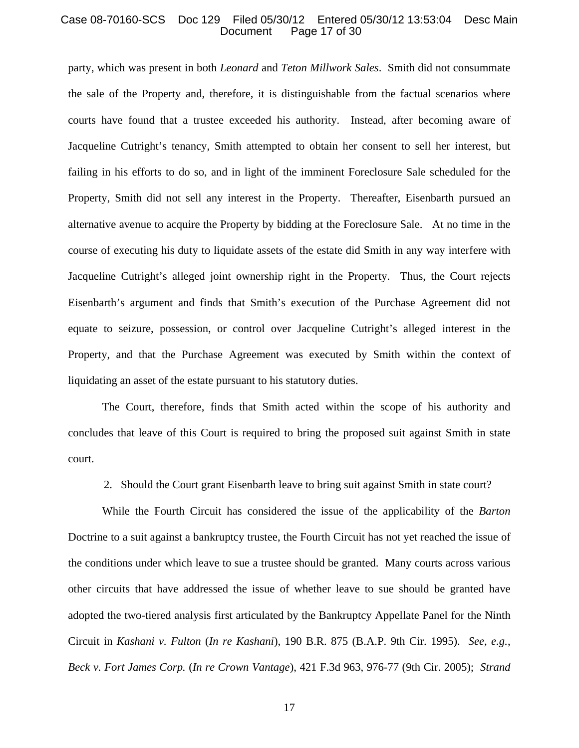party, which was present in both *Leonard* and *Teton Millwork Sales*. Smith did not consummate the sale of the Property and, therefore, it is distinguishable from the factual scenarios where courts have found that a trustee exceeded his authority. Instead, after becoming aware of Jacqueline Cutright's tenancy, Smith attempted to obtain her consent to sell her interest, but failing in his efforts to do so, and in light of the imminent Foreclosure Sale scheduled for the Property, Smith did not sell any interest in the Property. Thereafter, Eisenbarth pursued an alternative avenue to acquire the Property by bidding at the Foreclosure Sale. At no time in the course of executing his duty to liquidate assets of the estate did Smith in any way interfere with Jacqueline Cutright's alleged joint ownership right in the Property. Thus, the Court rejects Eisenbarth's argument and finds that Smith's execution of the Purchase Agreement did not equate to seizure, possession, or control over Jacqueline Cutright's alleged interest in the Property, and that the Purchase Agreement was executed by Smith within the context of liquidating an asset of the estate pursuant to his statutory duties.

The Court, therefore, finds that Smith acted within the scope of his authority and concludes that leave of this Court is required to bring the proposed suit against Smith in state court.

2. Should the Court grant Eisenbarth leave to bring suit against Smith in state court?

While the Fourth Circuit has considered the issue of the applicability of the *Barton* Doctrine to a suit against a bankruptcy trustee, the Fourth Circuit has not yet reached the issue of the conditions under which leave to sue a trustee should be granted. Many courts across various other circuits that have addressed the issue of whether leave to sue should be granted have adopted the two-tiered analysis first articulated by the Bankruptcy Appellate Panel for the Ninth Circuit in *Kashani v. Fulton* (*In re Kashani*), 190 B.R. 875 (B.A.P. 9th Cir. 1995). *See, e.g.*, *Beck v. Fort James Corp.* (*In re Crown Vantage*), 421 F.3d 963, 976-77 (9th Cir. 2005); *Strand*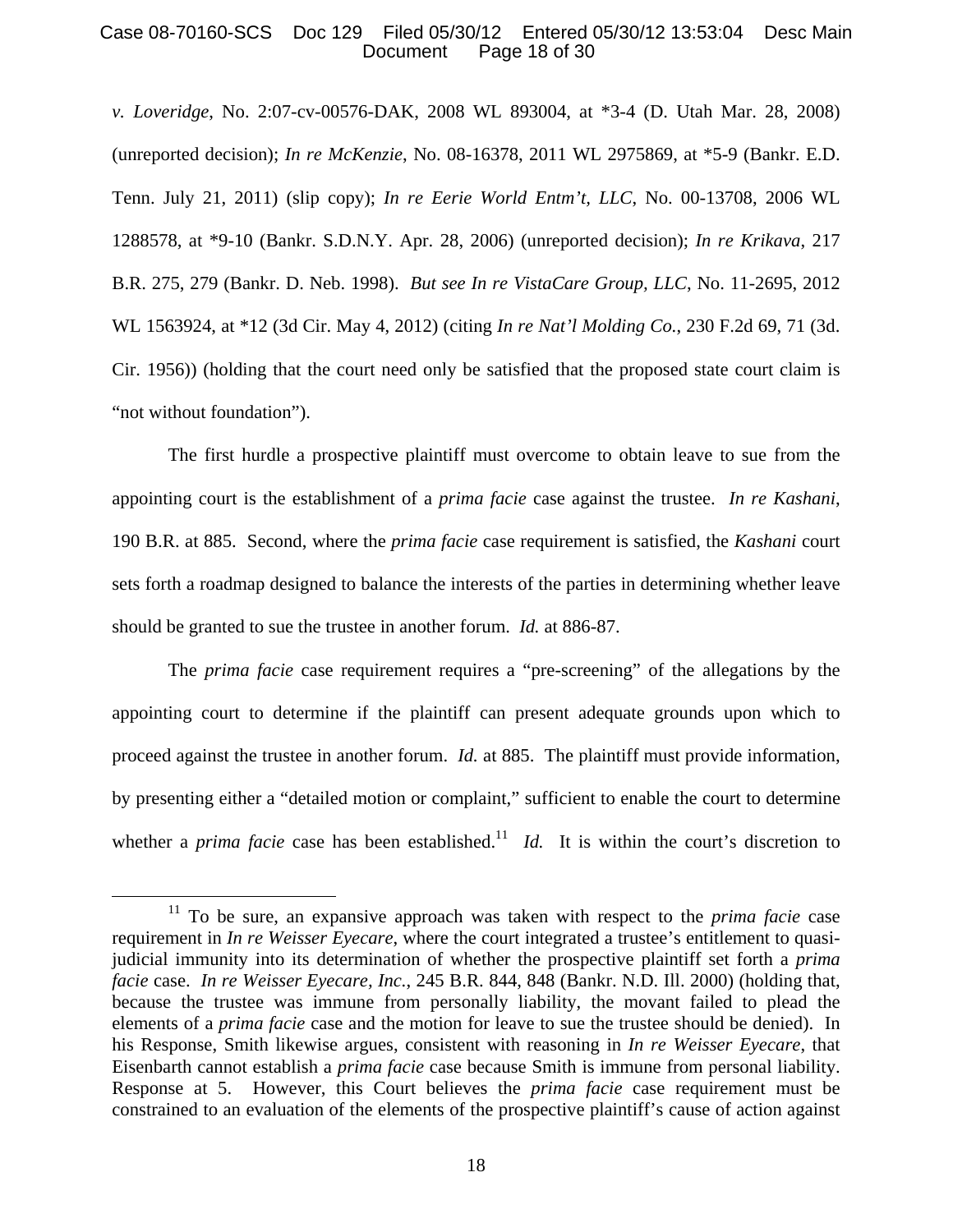*v. Loveridge*, No. 2:07-cv-00576-DAK, 2008 WL 893004, at *3-4 (D. Utah Mar. 28, 2008) (unreported decision); *In re McKenzie*, No. 08-16378, 2011 WL 2975869, at *5-9 (Bankr. E.D. Tenn. July 21, 2011) (slip copy); *In re Eerie World Entm't, LLC*, No. 00-13708, 2006 WL 1288578, at *9-10 (Bankr. S.D.N.Y. Apr. 28, 2006) (unreported decision); *In re Krikava*, 217 B.R. 275, 279 (Bankr. D. Neb. 1998). *But see In re VistaCare Group, LLC*, No. 11-2695, 2012 WL 1563924, at *12 (3d Cir. May 4, 2012) (citing *In re Nat'l Molding Co.*, 230 F.2d 69, 71 (3d. Cir. 1956)) (holding that the court need only be satisfied that the proposed state court claim is "not without foundation").

The first hurdle a prospective plaintiff must overcome to obtain leave to sue from the appointing court is the establishment of a *prima facie* case against the trustee. *In re Kashani*, 190 B.R. at 885. Second, where the *prima facie* case requirement is satisfied, the *Kashani* court sets forth a roadmap designed to balance the interests of the parties in determining whether leave should be granted to sue the trustee in another forum. *Id.* at 886-87.

The *prima facie* case requirement requires a "pre-screening" of the allegations by the appointing court to determine if the plaintiff can present adequate grounds upon which to proceed against the trustee in another forum. *Id.* at 885. The plaintiff must provide information, by presenting either a "detailed motion or complaint," sufficient to enable the court to determine whether a *prima facie* case has been established.[11] *Id.* It is within the court's discretion to

[11] To be sure, an expansive approach was taken with respect to the *prima facie* case requirement in *In re Weisser Eyecare*, where the court integrated a trustee's entitlement to quasi-judicial immunity into its determination of whether the prospective plaintiff set forth a *prima facie* case. *In re Weisser Eyecare, Inc.*, 245 B.R. 844, 848 (Bankr. N.D. Ill. 2000) (holding that, because the trustee was immune from personally liability, the movant failed to plead the elements of a *prima facie* case and the motion for leave to sue the trustee should be denied). In his Response, Smith likewise argues, consistent with reasoning in *In re Weisser Eyecare*, that Eisenbarth cannot establish a *prima facie* case because Smith is immune from personal liability. Response at 5. However, this Court believes the *prima facie* case requirement must be constrained to an evaluation of the elements of the prospective plaintiff's cause of action against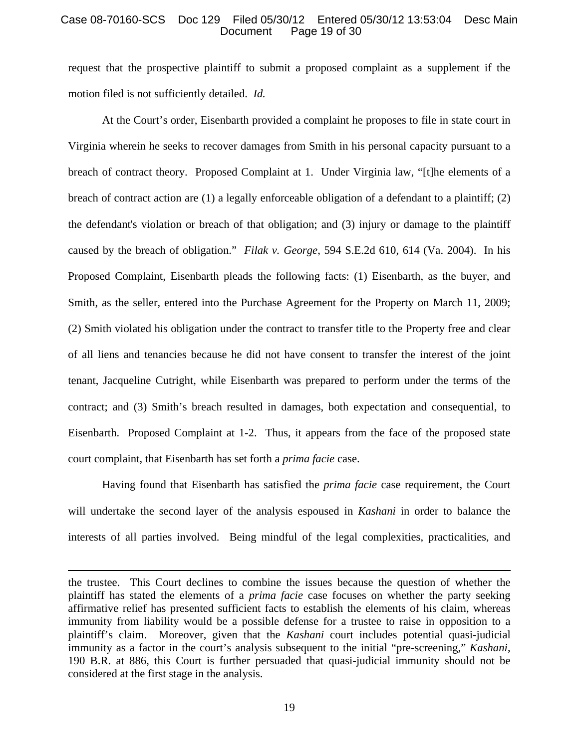request that the prospective plaintiff to submit a proposed complaint as a supplement if the motion filed is not sufficiently detailed. *Id.*

At the Court's order, Eisenbarth provided a complaint he proposes to file in state court in Virginia wherein he seeks to recover damages from Smith in his personal capacity pursuant to a breach of contract theory. Proposed Complaint at 1. Under Virginia law, "[t]he elements of a breach of contract action are (1) a legally enforceable obligation of a defendant to a plaintiff; (2) the defendant's violation or breach of that obligation; and (3) injury or damage to the plaintiff caused by the breach of obligation." *Filak v. George*, 594 S.E.2d 610, 614 (Va. 2004). In his Proposed Complaint, Eisenbarth pleads the following facts: (1) Eisenbarth, as the buyer, and Smith, as the seller, entered into the Purchase Agreement for the Property on March 11, 2009; (2) Smith violated his obligation under the contract to transfer title to the Property free and clear of all liens and tenancies because he did not have consent to transfer the interest of the joint tenant, Jacqueline Cutright, while Eisenbarth was prepared to perform under the terms of the contract; and (3) Smith's breach resulted in damages, both expectation and consequential, to Eisenbarth. Proposed Complaint at 1-2. Thus, it appears from the face of the proposed state court complaint, that Eisenbarth has set forth a *prima facie* case.

Having found that Eisenbarth has satisfied the *prima facie* case requirement, the Court will undertake the second layer of the analysis espoused in *Kashani* in order to balance the interests of all parties involved. Being mindful of the legal complexities, practicalities, and

---

the trustee. This Court declines to combine the issues because the question of whether the plaintiff has stated the elements of a *prima facie* case focuses on whether the party seeking affirmative relief has presented sufficient facts to establish the elements of his claim, whereas immunity from liability would be a possible defense for a trustee to raise in opposition to a plaintiff's claim. Moreover, given that the *Kashani* court includes potential quasi-judicial immunity as a factor in the court's analysis subsequent to the initial "pre-screening," *Kashani*, 190 B.R. at 886, this Court is further persuaded that quasi-judicial immunity should not be considered at the first stage in the analysis.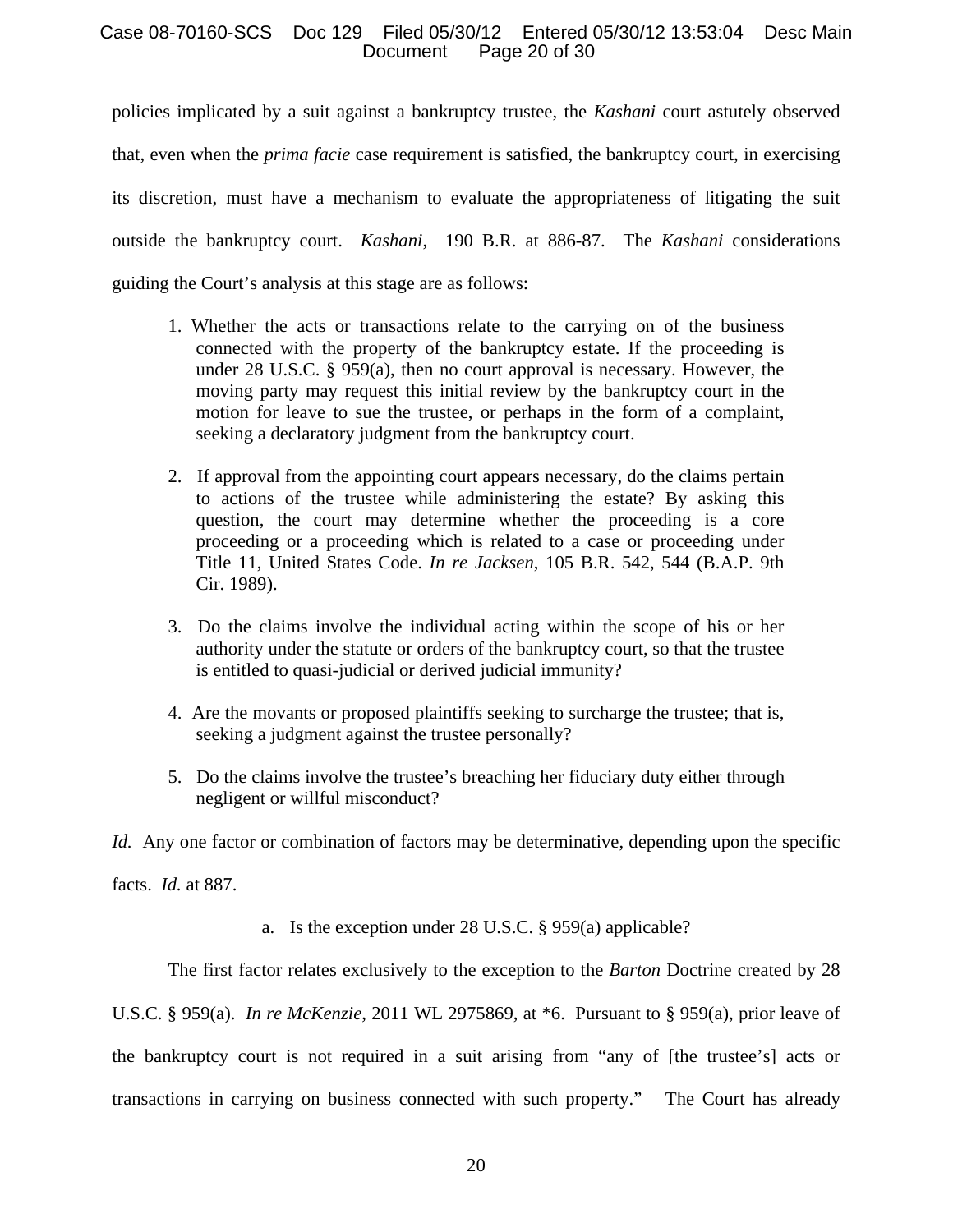policies implicated by a suit against a bankruptcy trustee, the *Kashani* court astutely observed that, even when the *prima facie* case requirement is satisfied, the bankruptcy court, in exercising its discretion, must have a mechanism to evaluate the appropriateness of litigating the suit outside the bankruptcy court. *Kashani*, 190 B.R. at 886-87. The *Kashani* considerations guiding the Court's analysis at this stage are as follows:

> 1. Whether the acts or transactions relate to the carrying on of the business connected with the property of the bankruptcy estate. If the proceeding is under 28 U.S.C. § 959(a), then no court approval is necessary. However, the moving party may request this initial review by the bankruptcy court in the motion for leave to sue the trustee, or perhaps in the form of a complaint, seeking a declaratory judgment from the bankruptcy court.
>
> 2. If approval from the appointing court appears necessary, do the claims pertain to actions of the trustee while administering the estate? By asking this question, the court may determine whether the proceeding is a core proceeding or a proceeding which is related to a case or proceeding under Title 11, United States Code. *In re Jacksen*, 105 B.R. 542, 544 (B.A.P. 9th Cir. 1989).
>
> 3. Do the claims involve the individual acting within the scope of his or her authority under the statute or orders of the bankruptcy court, so that the trustee is entitled to quasi-judicial or derived judicial immunity?
>
> 4. Are the movants or proposed plaintiffs seeking to surcharge the trustee; that is, seeking a judgment against the trustee personally?
>
> 5. Do the claims involve the trustee's breaching her fiduciary duty either through negligent or willful misconduct?

*Id.* Any one factor or combination of factors may be determinative, depending upon the specific facts. *Id.* at 887.

a. Is the exception under 28 U.S.C. § 959(a) applicable?

The first factor relates exclusively to the exception to the *Barton* Doctrine created by 28 U.S.C. § 959(a). *In re McKenzie*, 2011 WL 2975869, at *6. Pursuant to § 959(a), prior leave of the bankruptcy court is not required in a suit arising from "any of [the trustee's] acts or transactions in carrying on business connected with such property." The Court has already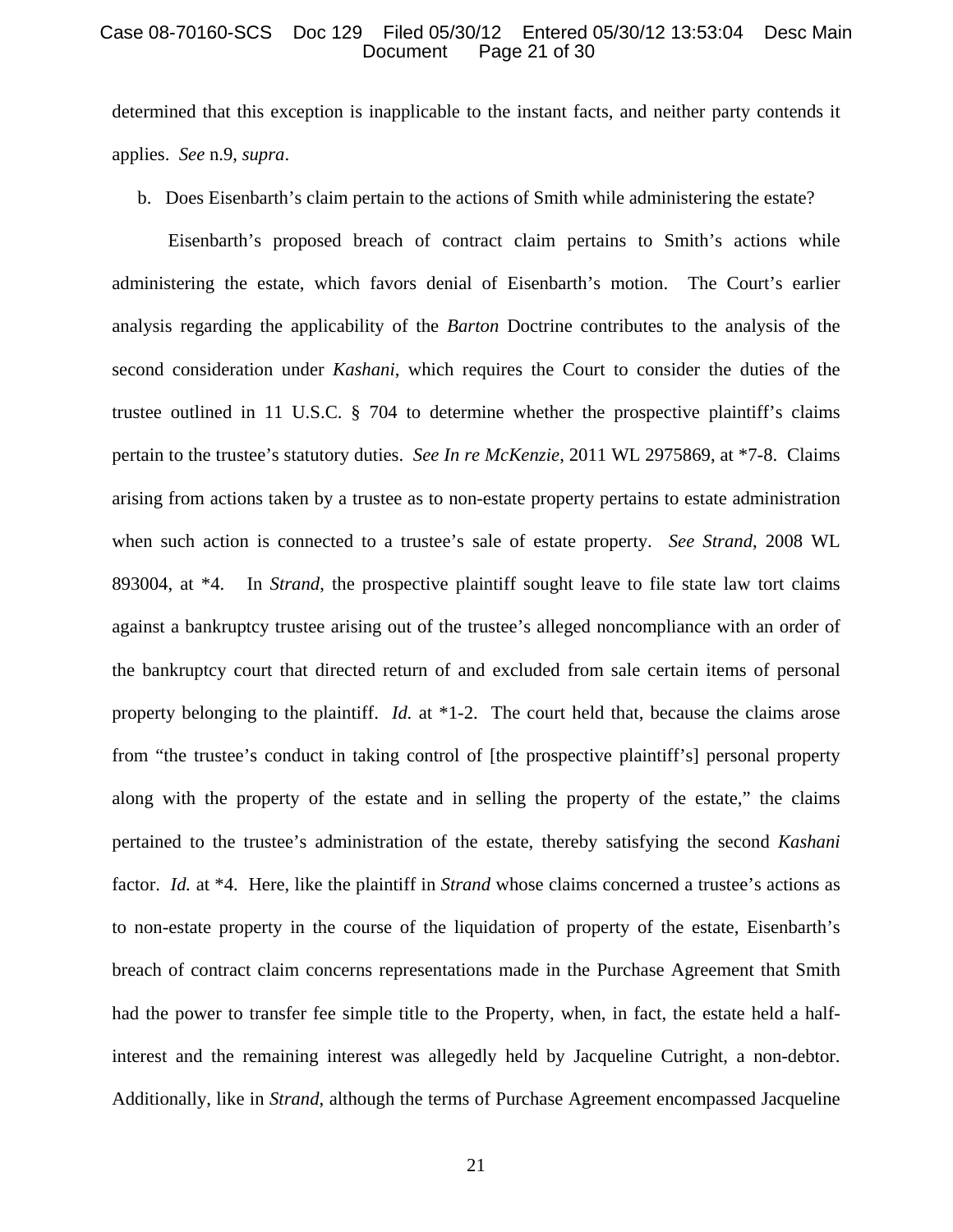determined that this exception is inapplicable to the instant facts, and neither party contends it applies. *See* n.9, *supra*.

b. Does Eisenbarth's claim pertain to the actions of Smith while administering the estate?

Eisenbarth's proposed breach of contract claim pertains to Smith's actions while administering the estate, which favors denial of Eisenbarth's motion. The Court's earlier analysis regarding the applicability of the *Barton* Doctrine contributes to the analysis of the second consideration under *Kashani*, which requires the Court to consider the duties of the trustee outlined in 11 U.S.C. § 704 to determine whether the prospective plaintiff's claims pertain to the trustee's statutory duties. *See In re McKenzie*, 2011 WL 2975869, at *7-8. Claims arising from actions taken by a trustee as to non-estate property pertains to estate administration when such action is connected to a trustee's sale of estate property. *See Strand*, 2008 WL 893004, at *4. In *Strand*, the prospective plaintiff sought leave to file state law tort claims against a bankruptcy trustee arising out of the trustee's alleged noncompliance with an order of the bankruptcy court that directed return of and excluded from sale certain items of personal property belonging to the plaintiff. *Id.* at *1-2. The court held that, because the claims arose from "the trustee's conduct in taking control of [the prospective plaintiff's] personal property along with the property of the estate and in selling the property of the estate," the claims pertained to the trustee's administration of the estate, thereby satisfying the second *Kashani* factor. *Id.* at *4. Here, like the plaintiff in *Strand* whose claims concerned a trustee's actions as to non-estate property in the course of the liquidation of property of the estate, Eisenbarth's breach of contract claim concerns representations made in the Purchase Agreement that Smith had the power to transfer fee simple title to the Property, when, in fact, the estate held a half-interest and the remaining interest was allegedly held by Jacqueline Cutright, a non-debtor. Additionally, like in *Strand*, although the terms of Purchase Agreement encompassed Jacqueline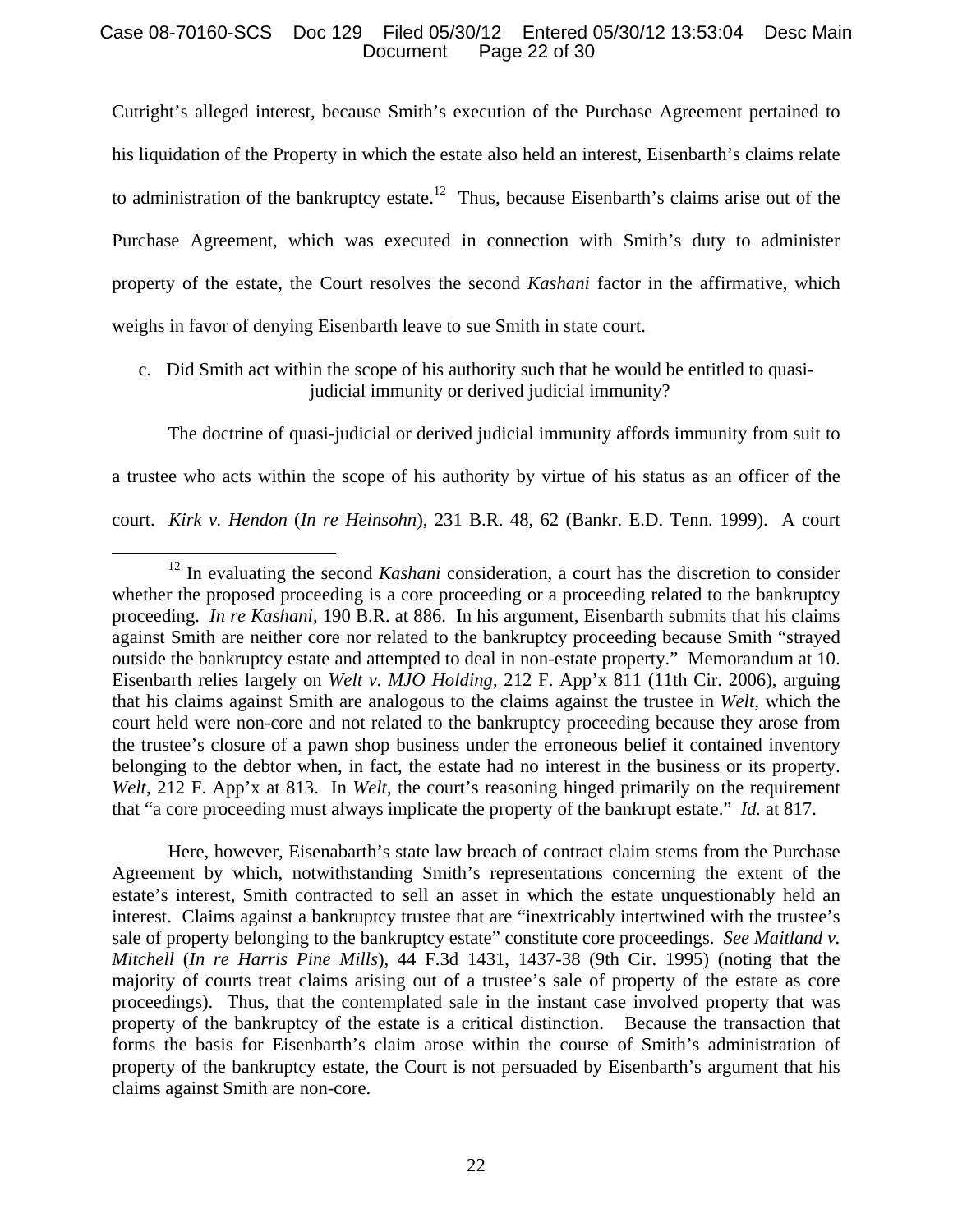Cutright's alleged interest, because Smith's execution of the Purchase Agreement pertained to his liquidation of the Property in which the estate also held an interest, Eisenbarth's claims relate to administration of the bankruptcy estate.[12] Thus, because Eisenbarth's claims arise out of the Purchase Agreement, which was executed in connection with Smith's duty to administer property of the estate, the Court resolves the second *Kashani* factor in the affirmative, which weighs in favor of denying Eisenbarth leave to sue Smith in state court.

c. Did Smith act within the scope of his authority such that he would be entitled to quasi-judicial immunity or derived judicial immunity?

The doctrine of quasi-judicial or derived judicial immunity affords immunity from suit to a trustee who acts within the scope of his authority by virtue of his status as an officer of the court. *Kirk v. Hendon* (*In re Heinsohn*), 231 B.R. 48, 62 (Bankr. E.D. Tenn. 1999). A court

---

[12] In evaluating the second *Kashani* consideration, a court has the discretion to consider whether the proposed proceeding is a core proceeding or a proceeding related to the bankruptcy proceeding. *In re Kashani*, 190 B.R. at 886. In his argument, Eisenbarth submits that his claims against Smith are neither core nor related to the bankruptcy proceeding because Smith "strayed outside the bankruptcy estate and attempted to deal in non-estate property." Memorandum at 10. Eisenbarth relies largely on *Welt v. MJO Holding*, 212 F. App'x 811 (11th Cir. 2006), arguing that his claims against Smith are analogous to the claims against the trustee in *Welt*, which the court held were non-core and not related to the bankruptcy proceeding because they arose from the trustee's closure of a pawn shop business under the erroneous belief it contained inventory belonging to the debtor when, in fact, the estate had no interest in the business or its property. *Welt*, 212 F. App'x at 813. In *Welt*, the court's reasoning hinged primarily on the requirement that "a core proceeding must always implicate the property of the bankrupt estate." *Id.* at 817.

Here, however, Eisenabarth's state law breach of contract claim stems from the Purchase Agreement by which, notwithstanding Smith's representations concerning the extent of the estate's interest, Smith contracted to sell an asset in which the estate unquestionably held an interest. Claims against a bankruptcy trustee that are "inextricably intertwined with the trustee's sale of property belonging to the bankruptcy estate" constitute core proceedings. *See Maitland v. Mitchell* (*In re Harris Pine Mills*), 44 F.3d 1431, 1437-38 (9th Cir. 1995) (noting that the majority of courts treat claims arising out of a trustee's sale of property of the estate as core proceedings). Thus, that the contemplated sale in the instant case involved property that was property of the bankruptcy of the estate is a critical distinction. Because the transaction that forms the basis for Eisenbarth's claim arose within the course of Smith's administration of property of the bankruptcy estate, the Court is not persuaded by Eisenbarth's argument that his claims against Smith are non-core.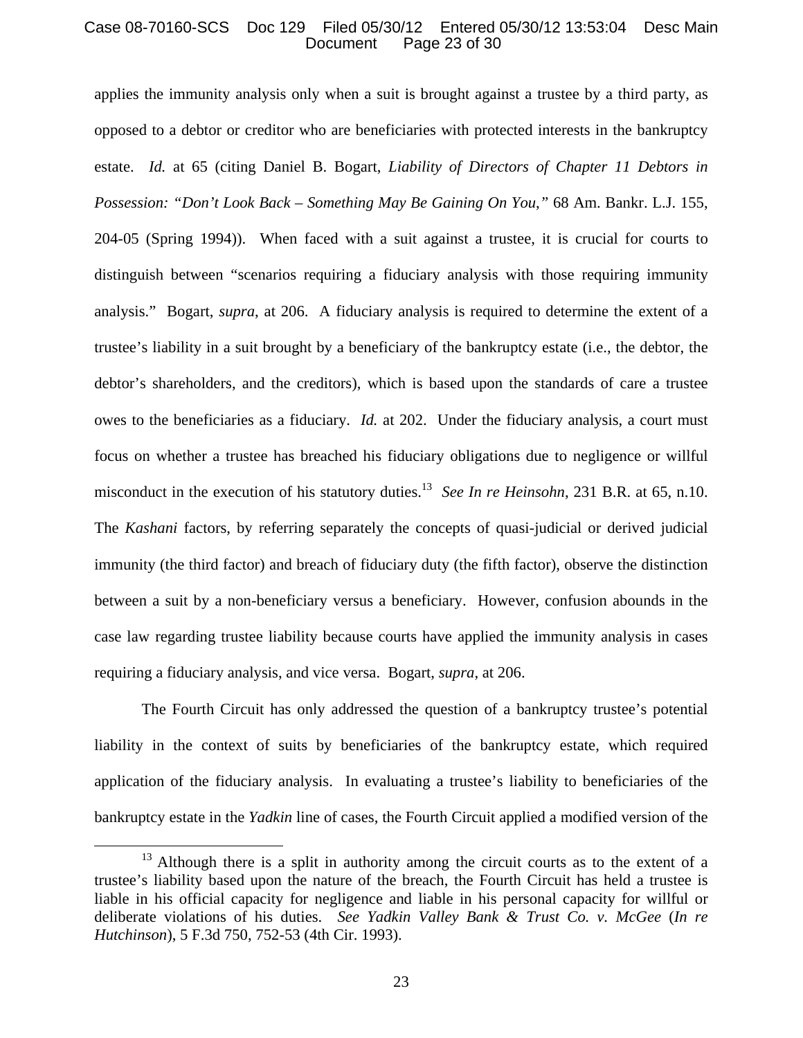applies the immunity analysis only when a suit is brought against a trustee by a third party, as opposed to a debtor or creditor who are beneficiaries with protected interests in the bankruptcy estate. *Id.* at 65 (citing Daniel B. Bogart, *Liability of Directors of Chapter 11 Debtors in Possession: "Don't Look Back – Something May Be Gaining On You,"* 68 Am. Bankr. L.J. 155, 204-05 (Spring 1994)). When faced with a suit against a trustee, it is crucial for courts to distinguish between "scenarios requiring a fiduciary analysis with those requiring immunity analysis." Bogart, *supra*, at 206. A fiduciary analysis is required to determine the extent of a trustee's liability in a suit brought by a beneficiary of the bankruptcy estate (i.e., the debtor, the debtor's shareholders, and the creditors), which is based upon the standards of care a trustee owes to the beneficiaries as a fiduciary. *Id.* at 202. Under the fiduciary analysis, a court must focus on whether a trustee has breached his fiduciary obligations due to negligence or willful misconduct in the execution of his statutory duties.[13] *See In re Heinsohn*, 231 B.R. at 65, n.10. The *Kashani* factors, by referring separately the concepts of quasi-judicial or derived judicial immunity (the third factor) and breach of fiduciary duty (the fifth factor), observe the distinction between a suit by a non-beneficiary versus a beneficiary. However, confusion abounds in the case law regarding trustee liability because courts have applied the immunity analysis in cases requiring a fiduciary analysis, and vice versa. Bogart, *supra*, at 206.

The Fourth Circuit has only addressed the question of a bankruptcy trustee's potential liability in the context of suits by beneficiaries of the bankruptcy estate, which required application of the fiduciary analysis. In evaluating a trustee's liability to beneficiaries of the bankruptcy estate in the *Yadkin* line of cases, the Fourth Circuit applied a modified version of the

[13] Although there is a split in authority among the circuit courts as to the extent of a trustee's liability based upon the nature of the breach, the Fourth Circuit has held a trustee is liable in his official capacity for negligence and liable in his personal capacity for willful or deliberate violations of his duties. *See Yadkin Valley Bank & Trust Co. v. McGee* (*In re Hutchinson*), 5 F.3d 750, 752-53 (4th Cir. 1993).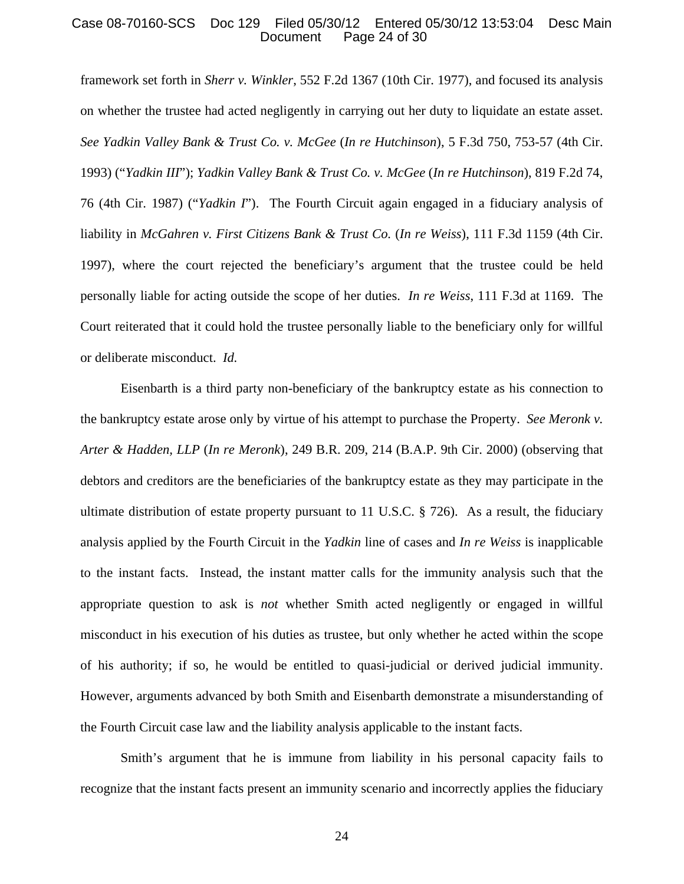framework set forth in *Sherr v. Winkler*, 552 F.2d 1367 (10th Cir. 1977), and focused its analysis on whether the trustee had acted negligently in carrying out her duty to liquidate an estate asset. *See Yadkin Valley Bank & Trust Co. v. McGee* (*In re Hutchinson*), 5 F.3d 750, 753-57 (4th Cir. 1993) ("*Yadkin III*"); *Yadkin Valley Bank & Trust Co. v. McGee* (*In re Hutchinson*), 819 F.2d 74, 76 (4th Cir. 1987) ("*Yadkin I*"). The Fourth Circuit again engaged in a fiduciary analysis of liability in *McGahren v. First Citizens Bank & Trust Co.* (*In re Weiss*), 111 F.3d 1159 (4th Cir. 1997), where the court rejected the beneficiary's argument that the trustee could be held personally liable for acting outside the scope of her duties. *In re Weiss*, 111 F.3d at 1169. The Court reiterated that it could hold the trustee personally liable to the beneficiary only for willful or deliberate misconduct. *Id.*

Eisenbarth is a third party non-beneficiary of the bankruptcy estate as his connection to the bankruptcy estate arose only by virtue of his attempt to purchase the Property. *See Meronk v. Arter & Hadden, LLP* (*In re Meronk*), 249 B.R. 209, 214 (B.A.P. 9th Cir. 2000) (observing that debtors and creditors are the beneficiaries of the bankruptcy estate as they may participate in the ultimate distribution of estate property pursuant to 11 U.S.C. § 726). As a result, the fiduciary analysis applied by the Fourth Circuit in the *Yadkin* line of cases and *In re Weiss* is inapplicable to the instant facts. Instead, the instant matter calls for the immunity analysis such that the appropriate question to ask is *not* whether Smith acted negligently or engaged in willful misconduct in his execution of his duties as trustee, but only whether he acted within the scope of his authority; if so, he would be entitled to quasi-judicial or derived judicial immunity. However, arguments advanced by both Smith and Eisenbarth demonstrate a misunderstanding of the Fourth Circuit case law and the liability analysis applicable to the instant facts.

Smith's argument that he is immune from liability in his personal capacity fails to recognize that the instant facts present an immunity scenario and incorrectly applies the fiduciary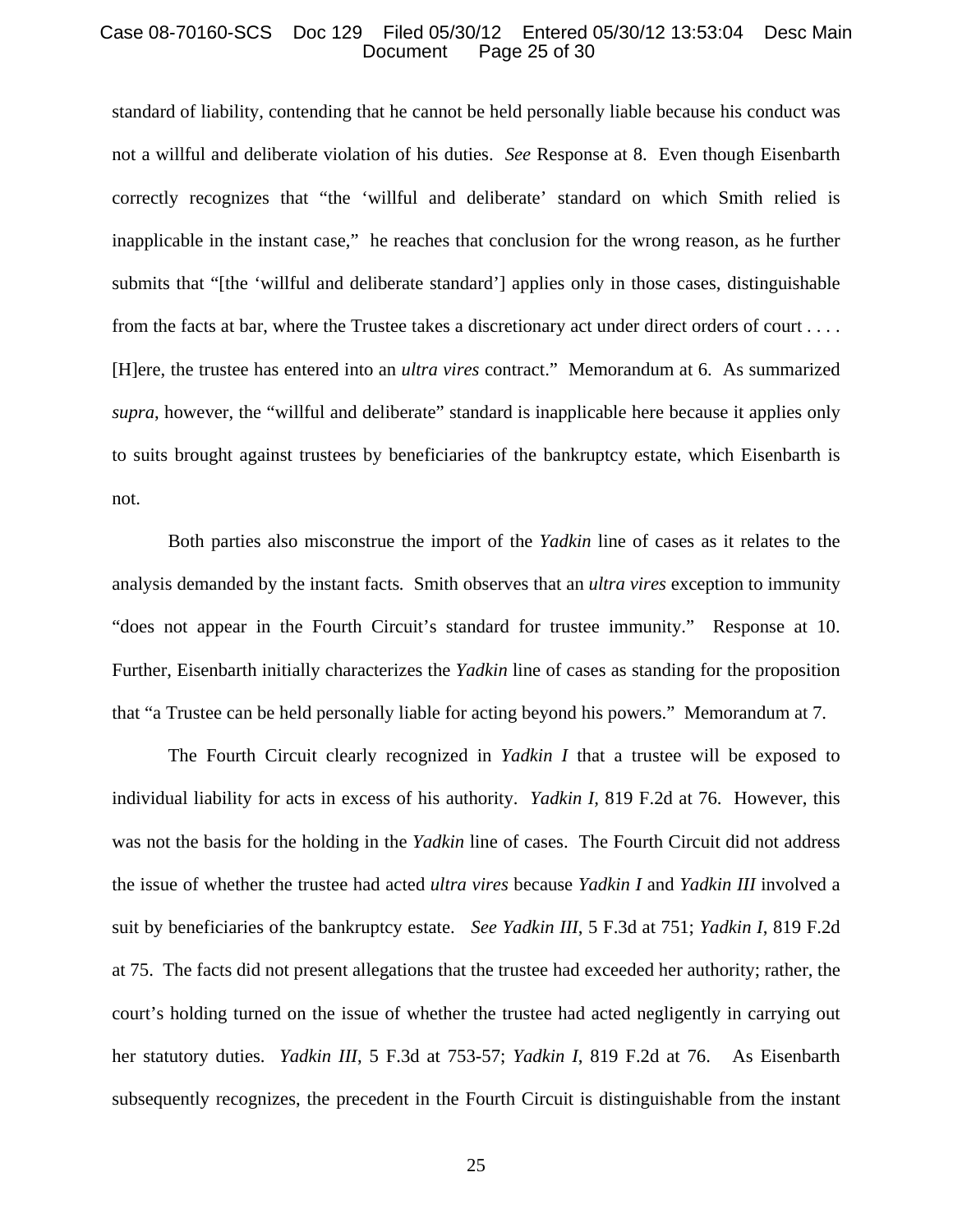standard of liability, contending that he cannot be held personally liable because his conduct was not a willful and deliberate violation of his duties. *See* Response at 8. Even though Eisenbarth correctly recognizes that "the 'willful and deliberate' standard on which Smith relied is inapplicable in the instant case," he reaches that conclusion for the wrong reason, as he further submits that "[the 'willful and deliberate standard'] applies only in those cases, distinguishable from the facts at bar, where the Trustee takes a discretionary act under direct orders of court . . . . [H]ere, the trustee has entered into an *ultra vires* contract." Memorandum at 6. As summarized *supra*, however, the "willful and deliberate" standard is inapplicable here because it applies only to suits brought against trustees by beneficiaries of the bankruptcy estate, which Eisenbarth is not.

Both parties also misconstrue the import of the *Yadkin* line of cases as it relates to the analysis demanded by the instant facts. Smith observes that an *ultra vires* exception to immunity "does not appear in the Fourth Circuit's standard for trustee immunity." Response at 10. Further, Eisenbarth initially characterizes the *Yadkin* line of cases as standing for the proposition that "a Trustee can be held personally liable for acting beyond his powers." Memorandum at 7.

The Fourth Circuit clearly recognized in *Yadkin I* that a trustee will be exposed to individual liability for acts in excess of his authority. *Yadkin I*, 819 F.2d at 76. However, this was not the basis for the holding in the *Yadkin* line of cases. The Fourth Circuit did not address the issue of whether the trustee had acted *ultra vires* because *Yadkin I* and *Yadkin III* involved a suit by beneficiaries of the bankruptcy estate. *See Yadkin III*, 5 F.3d at 751; *Yadkin I*, 819 F.2d at 75. The facts did not present allegations that the trustee had exceeded her authority; rather, the court's holding turned on the issue of whether the trustee had acted negligently in carrying out her statutory duties. *Yadkin III*, 5 F.3d at 753-57; *Yadkin I*, 819 F.2d at 76. As Eisenbarth subsequently recognizes, the precedent in the Fourth Circuit is distinguishable from the instant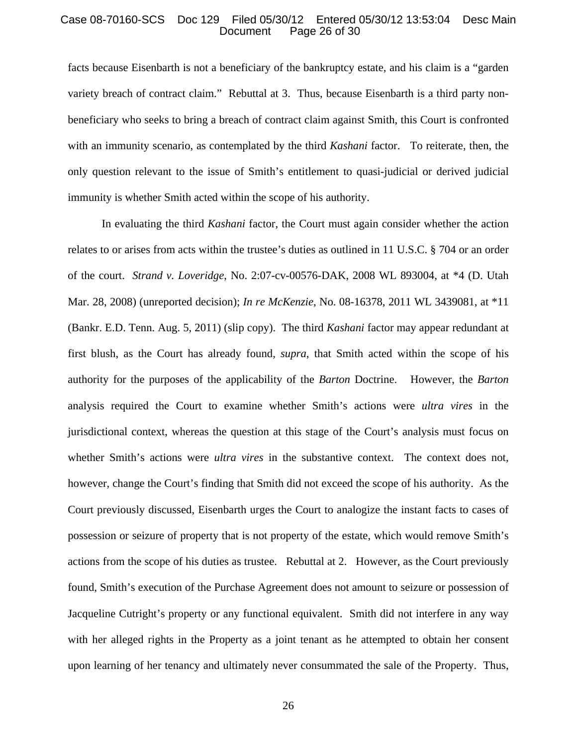facts because Eisenbarth is not a beneficiary of the bankruptcy estate, and his claim is a "garden variety breach of contract claim." Rebuttal at 3. Thus, because Eisenbarth is a third party non-beneficiary who seeks to bring a breach of contract claim against Smith, this Court is confronted with an immunity scenario, as contemplated by the third *Kashani* factor. To reiterate, then, the only question relevant to the issue of Smith's entitlement to quasi-judicial or derived judicial immunity is whether Smith acted within the scope of his authority.

In evaluating the third *Kashani* factor, the Court must again consider whether the action relates to or arises from acts within the trustee's duties as outlined in 11 U.S.C. § 704 or an order of the court. *Strand v. Loveridge*, No. 2:07-cv-00576-DAK, 2008 WL 893004, at *4 (D. Utah Mar. 28, 2008) (unreported decision); *In re McKenzie*, No. 08-16378, 2011 WL 3439081, at *11 (Bankr. E.D. Tenn. Aug. 5, 2011) (slip copy). The third *Kashani* factor may appear redundant at first blush, as the Court has already found, *supra*, that Smith acted within the scope of his authority for the purposes of the applicability of the *Barton* Doctrine. However, the *Barton* analysis required the Court to examine whether Smith's actions were *ultra vires* in the jurisdictional context, whereas the question at this stage of the Court's analysis must focus on whether Smith's actions were *ultra vires* in the substantive context. The context does not, however, change the Court's finding that Smith did not exceed the scope of his authority. As the Court previously discussed, Eisenbarth urges the Court to analogize the instant facts to cases of possession or seizure of property that is not property of the estate, which would remove Smith's actions from the scope of his duties as trustee. Rebuttal at 2. However, as the Court previously found, Smith's execution of the Purchase Agreement does not amount to seizure or possession of Jacqueline Cutright's property or any functional equivalent. Smith did not interfere in any way with her alleged rights in the Property as a joint tenant as he attempted to obtain her consent upon learning of her tenancy and ultimately never consummated the sale of the Property. Thus,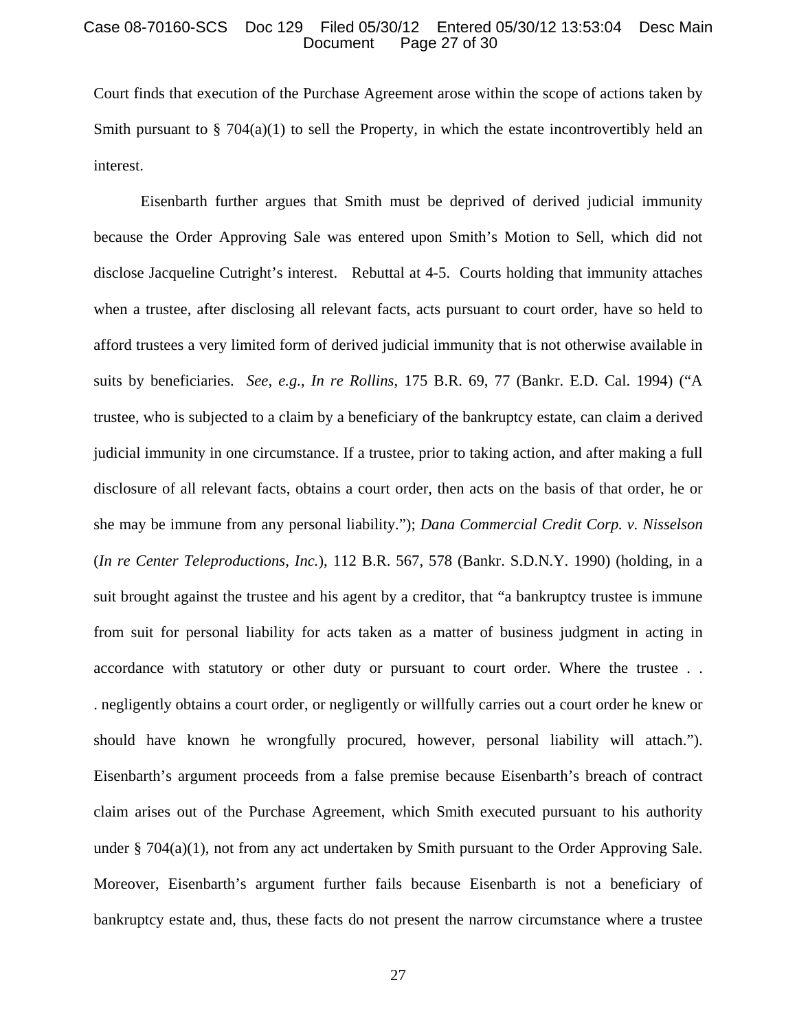Court finds that execution of the Purchase Agreement arose within the scope of actions taken by Smith pursuant to § 704(a)(1) to sell the Property, in which the estate incontrovertibly held an interest.

Eisenbarth further argues that Smith must be deprived of derived judicial immunity because the Order Approving Sale was entered upon Smith's Motion to Sell, which did not disclose Jacqueline Cutright's interest. Rebuttal at 4-5. Courts holding that immunity attaches when a trustee, after disclosing all relevant facts, acts pursuant to court order, have so held to afford trustees a very limited form of derived judicial immunity that is not otherwise available in suits by beneficiaries. *See, e.g.*, *In re Rollins*, 175 B.R. 69, 77 (Bankr. E.D. Cal. 1994) ("A trustee, who is subjected to a claim by a beneficiary of the bankruptcy estate, can claim a derived judicial immunity in one circumstance. If a trustee, prior to taking action, and after making a full disclosure of all relevant facts, obtains a court order, then acts on the basis of that order, he or she may be immune from any personal liability."); *Dana Commercial Credit Corp. v. Nisselson* (*In re Center Teleproductions, Inc.*), 112 B.R. 567, 578 (Bankr. S.D.N.Y. 1990) (holding, in a suit brought against the trustee and his agent by a creditor, that "a bankruptcy trustee is immune from suit for personal liability for acts taken as a matter of business judgment in acting in accordance with statutory or other duty or pursuant to court order. Where the trustee . . . negligently obtains a court order, or negligently or willfully carries out a court order he knew or should have known he wrongfully procured, however, personal liability will attach."). Eisenbarth's argument proceeds from a false premise because Eisenbarth's breach of contract claim arises out of the Purchase Agreement, which Smith executed pursuant to his authority under § 704(a)(1), not from any act undertaken by Smith pursuant to the Order Approving Sale. Moreover, Eisenbarth's argument further fails because Eisenbarth is not a beneficiary of bankruptcy estate and, thus, these facts do not present the narrow circumstance where a trustee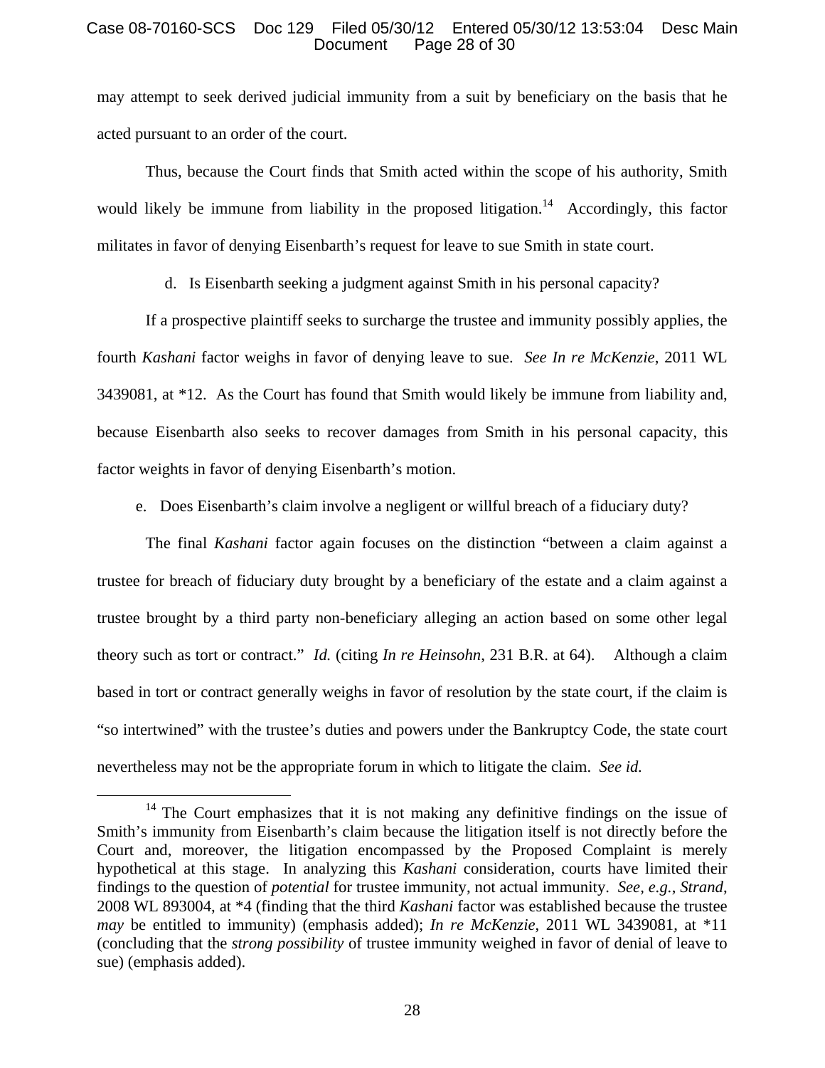may attempt to seek derived judicial immunity from a suit by beneficiary on the basis that he acted pursuant to an order of the court.

Thus, because the Court finds that Smith acted within the scope of his authority, Smith would likely be immune from liability in the proposed litigation.[14] Accordingly, this factor militates in favor of denying Eisenbarth's request for leave to sue Smith in state court.

d. Is Eisenbarth seeking a judgment against Smith in his personal capacity?

If a prospective plaintiff seeks to surcharge the trustee and immunity possibly applies, the fourth *Kashani* factor weighs in favor of denying leave to sue. *See In re McKenzie*, 2011 WL 3439081, at *12. As the Court has found that Smith would likely be immune from liability and, because Eisenbarth also seeks to recover damages from Smith in his personal capacity, this factor weights in favor of denying Eisenbarth's motion.

e. Does Eisenbarth's claim involve a negligent or willful breach of a fiduciary duty?

The final *Kashani* factor again focuses on the distinction "between a claim against a trustee for breach of fiduciary duty brought by a beneficiary of the estate and a claim against a trustee brought by a third party non-beneficiary alleging an action based on some other legal theory such as tort or contract." *Id.* (citing *In re Heinsohn*, 231 B.R. at 64). Although a claim based in tort or contract generally weighs in favor of resolution by the state court, if the claim is "so intertwined" with the trustee's duties and powers under the Bankruptcy Code, the state court nevertheless may not be the appropriate forum in which to litigate the claim. *See id.*

---

[14] The Court emphasizes that it is not making any definitive findings on the issue of Smith's immunity from Eisenbarth's claim because the litigation itself is not directly before the Court and, moreover, the litigation encompassed by the Proposed Complaint is merely hypothetical at this stage. In analyzing this *Kashani* consideration, courts have limited their findings to the question of *potential* for trustee immunity, not actual immunity. *See, e.g.*, *Strand*, 2008 WL 893004, at *4 (finding that the third *Kashani* factor was established because the trustee *may* be entitled to immunity) (emphasis added); *In re McKenzie*, 2011 WL 3439081, at *11 (concluding that the *strong possibility* of trustee immunity weighed in favor of denial of leave to sue) (emphasis added).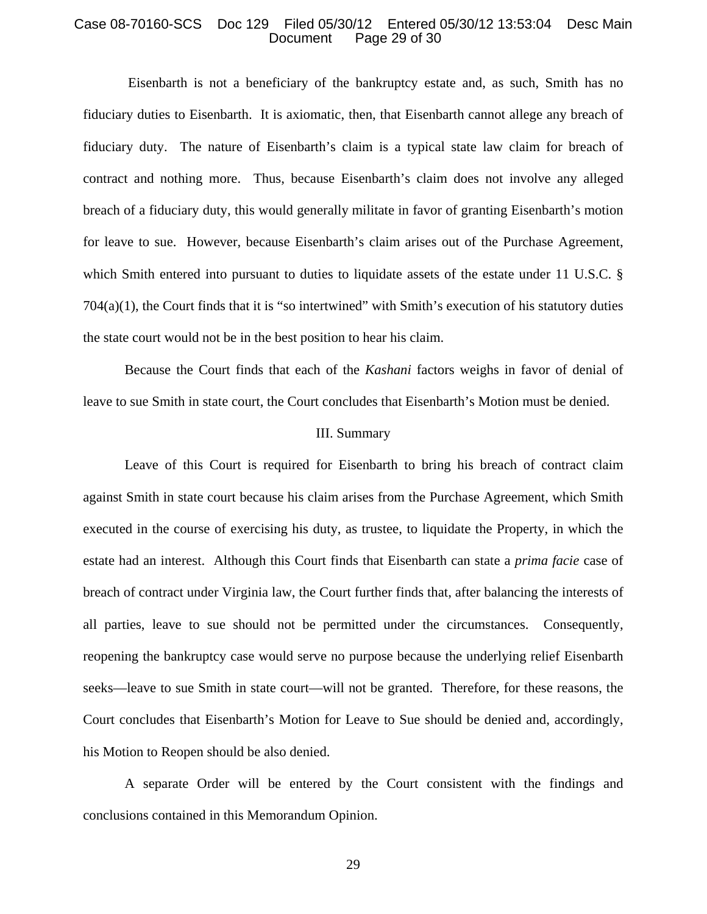Eisenbarth is not a beneficiary of the bankruptcy estate and, as such, Smith has no fiduciary duties to Eisenbarth. It is axiomatic, then, that Eisenbarth cannot allege any breach of fiduciary duty. The nature of Eisenbarth's claim is a typical state law claim for breach of contract and nothing more. Thus, because Eisenbarth's claim does not involve any alleged breach of a fiduciary duty, this would generally militate in favor of granting Eisenbarth's motion for leave to sue. However, because Eisenbarth's claim arises out of the Purchase Agreement, which Smith entered into pursuant to duties to liquidate assets of the estate under 11 U.S.C. § 704(a)(1), the Court finds that it is "so intertwined" with Smith's execution of his statutory duties the state court would not be in the best position to hear his claim.

Because the Court finds that each of the *Kashani* factors weighs in favor of denial of leave to sue Smith in state court, the Court concludes that Eisenbarth's Motion must be denied.

## III. Summary

Leave of this Court is required for Eisenbarth to bring his breach of contract claim against Smith in state court because his claim arises from the Purchase Agreement, which Smith executed in the course of exercising his duty, as trustee, to liquidate the Property, in which the estate had an interest. Although this Court finds that Eisenbarth can state a *prima facie* case of breach of contract under Virginia law, the Court further finds that, after balancing the interests of all parties, leave to sue should not be permitted under the circumstances. Consequently, reopening the bankruptcy case would serve no purpose because the underlying relief Eisenbarth seeks—leave to sue Smith in state court—will not be granted. Therefore, for these reasons, the Court concludes that Eisenbarth's Motion for Leave to Sue should be denied and, accordingly, his Motion to Reopen should be also denied.

A separate Order will be entered by the Court consistent with the findings and conclusions contained in this Memorandum Opinion.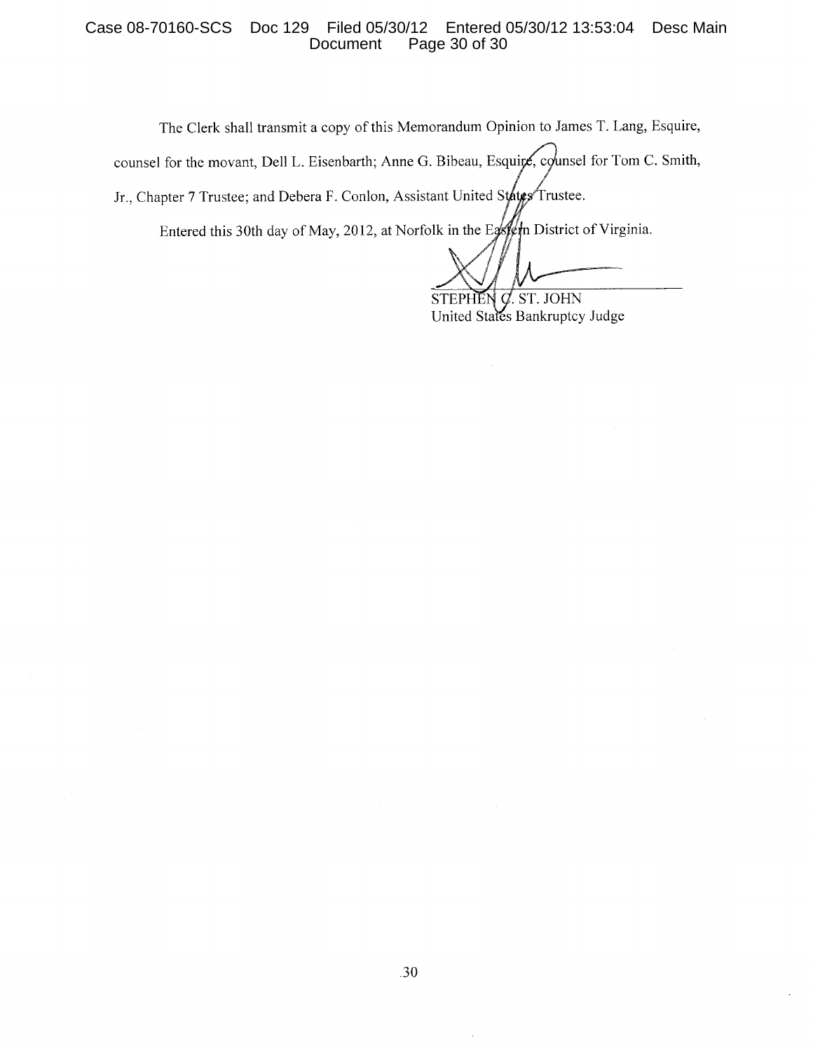The Clerk shall transmit a copy of this Memorandum Opinion to James T. Lang, Esquire, counsel for the movant, Dell L. Eisenbarth; Anne G. Bibeau, Esquire, counsel for Tom C. Smith, Jr., Chapter 7 Trustee; and Debera F. Conlon, Assistant United States Trustee.

Entered this 30th day of May, 2012, at Norfolk in the Eastern District of Virginia.

STEPHEN C. ST. JOHN
United States Bankruptcy Judge